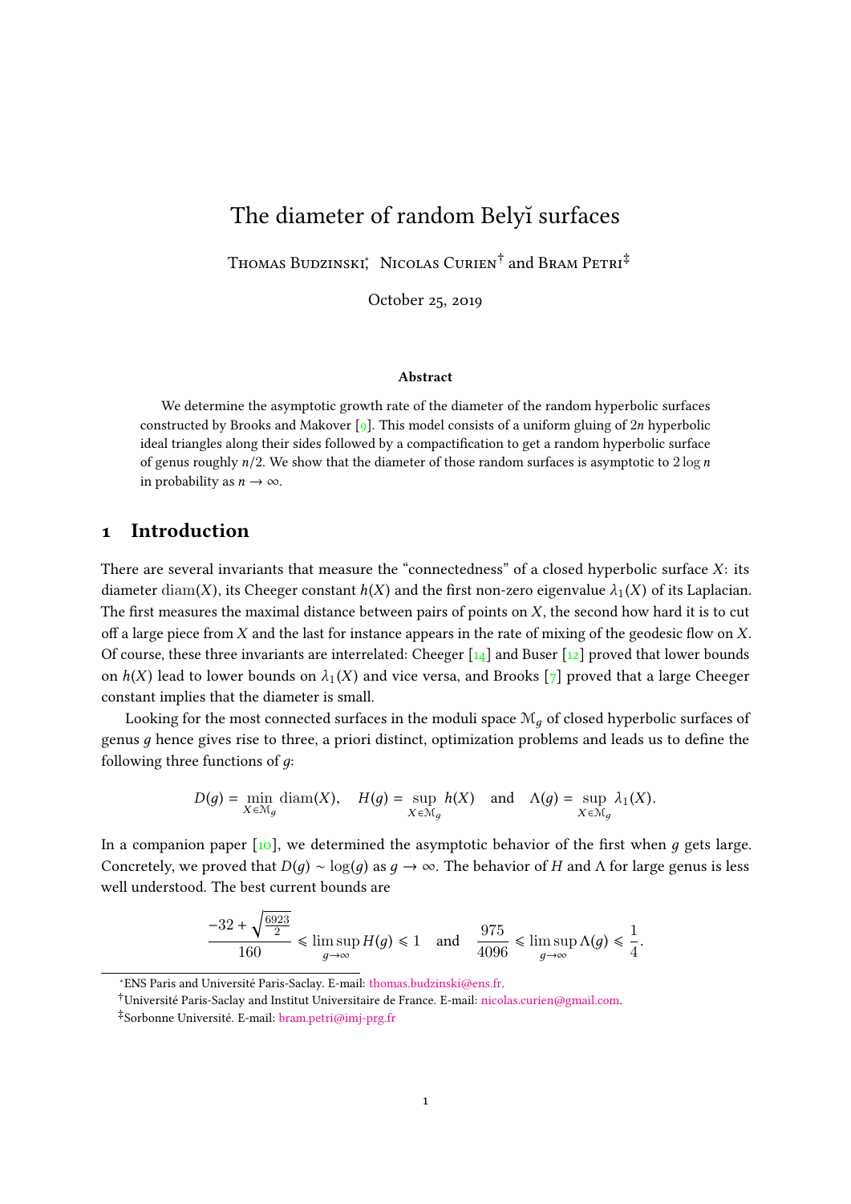# The diameter of random Belyĭ surfaces

Thomas Budzinski*, Nicolas Curien† and Bram Petri‡

October 25, 2019

### Abstract

We determine the asymptotic growth rate of the diameter of the random hyperbolic surfaces constructed by Brooks and Makover [9]. This model consists of a uniform gluing of $2n$ hyperbolic ideal triangles along their sides followed by a compactification to get a random hyperbolic surface of genus roughly $n/2$. We show that the diameter of those random surfaces is asymptotic to $2\log n$ in probability as $n \to \infty$.

## 1 Introduction

There are several invariants that measure the "connectedness" of a closed hyperbolic surface $X$: its diameter $\mathrm{diam}(X)$, its Cheeger constant $h(X)$ and the first non-zero eigenvalue $\lambda_1(X)$ of its Laplacian. The first measures the maximal distance between pairs of points on $X$, the second how hard it is to cut off a large piece from $X$ and the last for instance appears in the rate of mixing of the geodesic flow on $X$. Of course, these three invariants are interrelated: Cheeger [14] and Buser [12] proved that lower bounds on $h(X)$ lead to lower bounds on $\lambda_1(X)$ and vice versa, and Brooks [7] proved that a large Cheeger constant implies that the diameter is small.

Looking for the most connected surfaces in the moduli space $\mathcal{M}_g$ of closed hyperbolic surfaces of genus $g$ hence gives rise to three, a priori distinct, optimization problems and leads us to define the following three functions of $g$:

$$D(g) = \min_{X\in\mathcal{M}_g} \mathrm{diam}(X), \quad H(g) = \sup_{X\in\mathcal{M}_g} h(X) \quad \text{and} \quad \Lambda(g) = \sup_{X\in\mathcal{M}_g} \lambda_1(X).$$

In a companion paper [10], we determined the asymptotic behavior of the first when $g$ gets large. Concretely, we proved that $D(g) \sim \log(g)$ as $g \to \infty$. The behavior of $H$ and $\Lambda$ for large genus is less well understood. The best current bounds are

$$\frac{-32 + \sqrt{\frac{6923}{2}}}{160} \leqslant \limsup_{g\to\infty} H(g) \leqslant 1 \quad \text{and} \quad \frac{975}{4096} \leqslant \limsup_{g\to\infty} \Lambda(g) \leqslant \frac{1}{4}.$$

*ENS Paris and Université Paris-Saclay. E-mail: thomas.budzinski@ens.fr.

†Université Paris-Saclay and Institut Universitaire de France. E-mail: nicolas.curien@gmail.com.

‡Sorbonne Université. E-mail: bram.petri@imj-prg.fr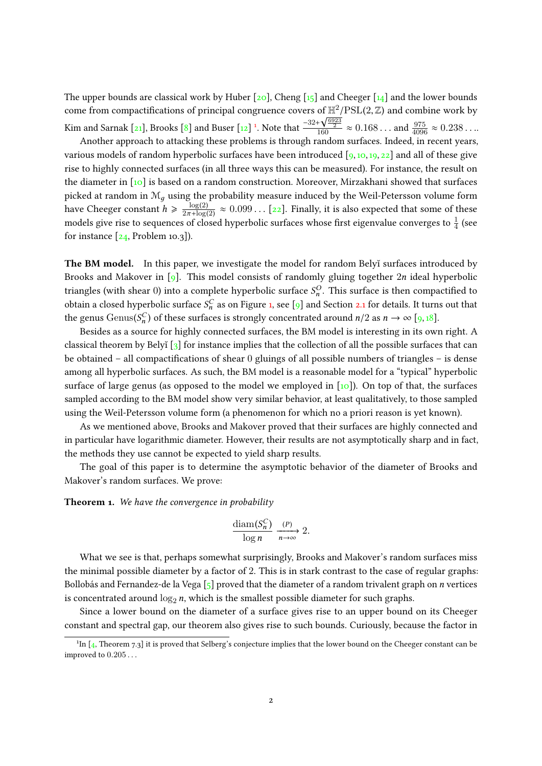The upper bounds are classical work by Huber [20], Cheng [15] and Cheeger [14] and the lower bounds come from compactifications of principal congruence covers of $\mathbb{H}^2/\mathrm{PSL}(2,\mathbb{Z})$ and combine work by Kim and Sarnak [21], Brooks [8] and Buser [12] [1]. Note that $\frac{-32+\sqrt{\frac{6923}{2}}}{160} \approx 0.168\ldots$ and $\frac{975}{4096} \approx 0.238\ldots$.

Another approach to attacking these problems is through random surfaces. Indeed, in recent years, various models of random hyperbolic surfaces have been introduced [9, 10, 19, 22] and all of these give rise to highly connected surfaces (in all three ways this can be measured). For instance, the result on the diameter in [10] is based on a random construction. Moreover, Mirzakhani showed that surfaces picked at random in $\mathcal{M}_g$ using the probability measure induced by the Weil-Petersson volume form have Cheeger constant $h \geqslant \frac{\log(2)}{2\pi+\log(2)} \approx 0.099\ldots$ [22]. Finally, it is also expected that some of these models give rise to sequences of closed hyperbolic surfaces whose first eigenvalue converges to $\frac{1}{4}$ (see for instance [24, Problem 10.3]).

**The BM model.** In this paper, we investigate the model for random Belyĭ surfaces introduced by Brooks and Makover in [9]. This model consists of randomly gluing together $2n$ ideal hyperbolic triangles (with shear 0) into a complete hyperbolic surface $S_n^O$. This surface is then compactified to obtain a closed hyperbolic surface $S_n^C$ as on Figure 1, see [9] and Section 2.1 for details. It turns out that the genus $\mathrm{Genus}(S_n^C)$ of these surfaces is strongly concentrated around $n/2$ as $n \to \infty$ [9, 18].

Besides as a source for highly connected surfaces, the BM model is interesting in its own right. A classical theorem by Belyĭ [3] for instance implies that the collection of all the possible surfaces that can be obtained – all compactifications of shear 0 gluings of all possible numbers of triangles – is dense among all hyperbolic surfaces. As such, the BM model is a reasonable model for a "typical" hyperbolic surface of large genus (as opposed to the model we employed in [10]). On top of that, the surfaces sampled according to the BM model show very similar behavior, at least qualitatively, to those sampled using the Weil-Petersson volume form (a phenomenon for which no a priori reason is yet known).

As we mentioned above, Brooks and Makover proved that their surfaces are highly connected and in particular have logarithmic diameter. However, their results are not asymptotically sharp and in fact, the methods they use cannot be expected to yield sharp results.

The goal of this paper is to determine the asymptotic behavior of the diameter of Brooks and Makover's random surfaces. We prove:

**Theorem 1.** *We have the convergence in probability*

$$\frac{\mathrm{diam}(S_n^C)}{\log n} \xrightarrow[n\to\infty]{(P)} 2.$$

What we see is that, perhaps somewhat surprisingly, Brooks and Makover's random surfaces miss the minimal possible diameter by a factor of 2. This is in stark contrast to the case of regular graphs: Bollobás and Fernandez-de la Vega [5] proved that the diameter of a random trivalent graph on $n$ vertices is concentrated around $\log_2 n$, which is the smallest possible diameter for such graphs.

Since a lower bound on the diameter of a surface gives rise to an upper bound on its Cheeger constant and spectral gap, our theorem also gives rise to such bounds. Curiously, because the factor in

[1] In [4, Theorem 7.3] it is proved that Selberg's conjecture implies that the lower bound on the Cheeger constant can be improved to $0.205\ldots$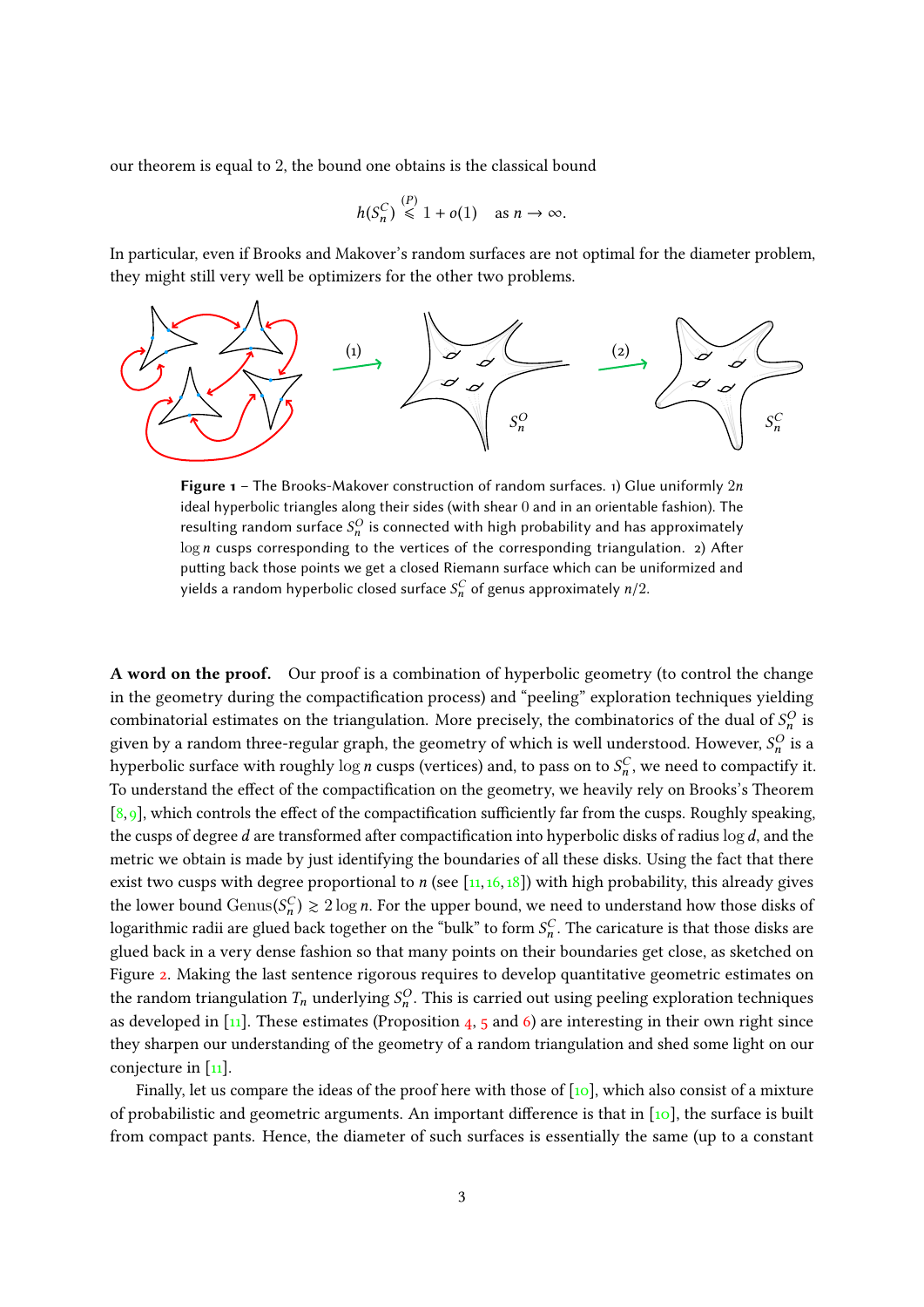our theorem is equal to 2, the bound one obtains is the classical bound

$$h(S_n^C) \overset{(P)}{\leqslant} 1 + o(1) \quad \text{as } n \to \infty.$$

In particular, even if Brooks and Makover's random surfaces are not optimal for the diameter problem, they might still very well be optimizers for the other two problems.

**Figure 1** – The Brooks-Makover construction of random surfaces. 1) Glue uniformly $2n$ ideal hyperbolic triangles along their sides (with shear 0 and in an orientable fashion). The resulting random surface $S_n^O$ is connected with high probability and has approximately $\log n$ cusps corresponding to the vertices of the corresponding triangulation. 2) After putting back those points we get a closed Riemann surface which can be uniformized and yields a random hyperbolic closed surface $S_n^C$ of genus approximately $n/2$.

**A word on the proof.** Our proof is a combination of hyperbolic geometry (to control the change in the geometry during the compactification process) and "peeling" exploration techniques yielding combinatorial estimates on the triangulation. More precisely, the combinatorics of the dual of $S_n^O$ is given by a random three-regular graph, the geometry of which is well understood. However, $S_n^O$ is a hyperbolic surface with roughly $\log n$ cusps (vertices) and, to pass on to $S_n^C$, we need to compactify it. To understand the effect of the compactification on the geometry, we heavily rely on Brooks's Theorem [8, 9], which controls the effect of the compactification sufficiently far from the cusps. Roughly speaking, the cusps of degree $d$ are transformed after compactification into hyperbolic disks of radius $\log d$, and the metric we obtain is made by just identifying the boundaries of all these disks. Using the fact that there exist two cusps with degree proportional to $n$ (see [11, 16, 18]) with high probability, this already gives the lower bound $\mathrm{Genus}(S_n^C) \gtrsim 2 \log n$. For the upper bound, we need to understand how those disks of logarithmic radii are glued back together on the "bulk" to form $S_n^C$. The caricature is that those disks are glued back in a very dense fashion so that many points on their boundaries get close, as sketched on Figure 2. Making the last sentence rigorous requires to develop quantitative geometric estimates on the random triangulation $T_n$ underlying $S_n^O$. This is carried out using peeling exploration techniques as developed in [11]. These estimates (Proposition 4, 5 and 6) are interesting in their own right since they sharpen our understanding of the geometry of a random triangulation and shed some light on our conjecture in [11].

Finally, let us compare the ideas of the proof here with those of [10], which also consist of a mixture of probabilistic and geometric arguments. An important difference is that in [10], the surface is built from compact pants. Hence, the diameter of such surfaces is essentially the same (up to a constant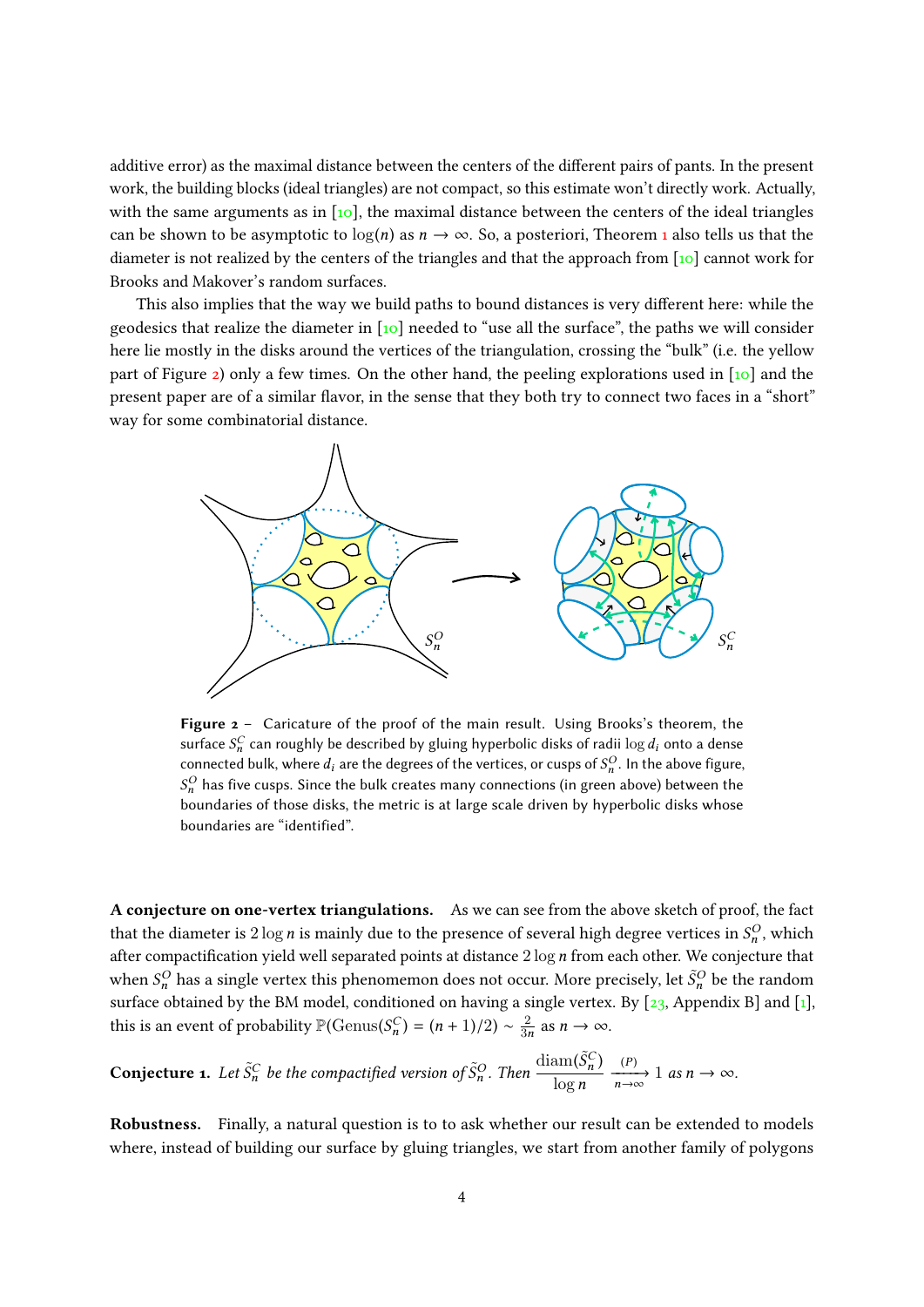additive error) as the maximal distance between the centers of the different pairs of pants. In the present work, the building blocks (ideal triangles) are not compact, so this estimate won't directly work. Actually, with the same arguments as in [10], the maximal distance between the centers of the ideal triangles can be shown to be asymptotic to $\log(n)$ as $n \to \infty$. So, a posteriori, Theorem 1 also tells us that the diameter is not realized by the centers of the triangles and that the approach from [10] cannot work for Brooks and Makover's random surfaces.

This also implies that the way we build paths to bound distances is very different here: while the geodesics that realize the diameter in [10] needed to "use all the surface", the paths we will consider here lie mostly in the disks around the vertices of the triangulation, crossing the "bulk" (i.e. the yellow part of Figure 2) only a few times. On the other hand, the peeling explorations used in [10] and the present paper are of a similar flavor, in the sense that they both try to connect two faces in a "short" way for some combinatorial distance.

**Figure 2** – Caricature of the proof of the main result. Using Brooks's theorem, the surface $S_n^C$ can roughly be described by gluing hyperbolic disks of radii $\log d_i$ onto a dense connected bulk, where $d_i$ are the degrees of the vertices, or cusps of $S_n^O$. In the above figure, $S_n^O$ has five cusps. Since the bulk creates many connections (in green above) between the boundaries of those disks, the metric is at large scale driven by hyperbolic disks whose boundaries are "identified".

**A conjecture on one-vertex triangulations.** As we can see from the above sketch of proof, the fact that the diameter is $2 \log n$ is mainly due to the presence of several high degree vertices in $S_n^O$, which after compactification yield well separated points at distance $2 \log n$ from each other. We conjecture that when $S_n^O$ has a single vertex this phenomenon does not occur. More precisely, let $\tilde{S}_n^O$ be the random surface obtained by the BM model, conditioned on having a single vertex. By [23, Appendix B] and [1], this is an event of probability $\mathbb{P}(\mathrm{Genus}(S_n^C) = (n+1)/2) \sim \frac{2}{3n}$ as $n \to \infty$.

**Conjecture 1.** *Let $\tilde{S}_n^C$ be the compactified version of $\tilde{S}_n^O$. Then* $\dfrac{\mathrm{diam}(\tilde{S}_n^C)}{\log n} \xrightarrow[n\to\infty]{(P)} 1$ *as $n \to \infty$.*

**Robustness.** Finally, a natural question is to to ask whether our result can be extended to models where, instead of building our surface by gluing triangles, we start from another family of polygons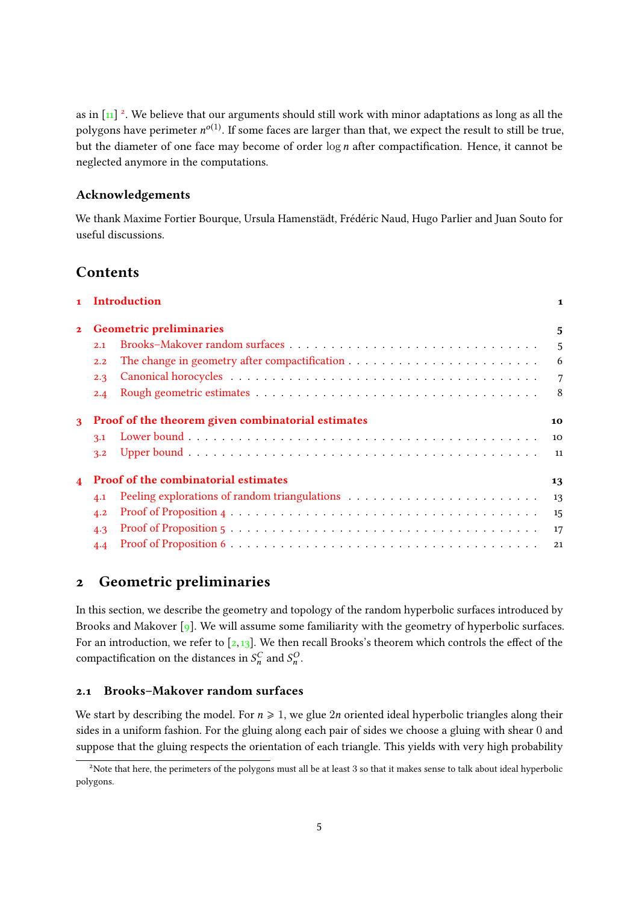as in [11] [2]. We believe that our arguments should still work with minor adaptations as long as all the polygons have perimeter $n^{o(1)}$. If some faces are larger than that, we expect the result to still be true, but the diameter of one face may become of order $\log n$ after compactification. Hence, it cannot be neglected anymore in the computations.

### Acknowledgements

We thank Maxime Fortier Bourque, Ursula Hamenstädt, Frédéric Naud, Hugo Parlier and Juan Souto for useful discussions.

## Contents

**1 Introduction** — 1

**2 Geometric preliminaries** — 5
- 2.1 Brooks–Makover random surfaces — 5
- 2.2 The change in geometry after compactification — 6
- 2.3 Canonical horocycles — 7
- 2.4 Rough geometric estimates — 8

**3 Proof of the theorem given combinatorial estimates** — 10
- 3.1 Lower bound — 10
- 3.2 Upper bound — 11

**4 Proof of the combinatorial estimates** — 13
- 4.1 Peeling explorations of random triangulations — 13
- 4.2 Proof of Proposition 4 — 15
- 4.3 Proof of Proposition 5 — 17
- 4.4 Proof of Proposition 6 — 21

## 2 Geometric preliminaries

In this section, we describe the geometry and topology of the random hyperbolic surfaces introduced by Brooks and Makover [9]. We will assume some familiarity with the geometry of hyperbolic surfaces. For an introduction, we refer to [2, 13]. We then recall Brooks's theorem which controls the effect of the compactification on the distances in $S_n^C$ and $S_n^O$.

### 2.1 Brooks–Makover random surfaces

We start by describing the model. For $n \geqslant 1$, we glue $2n$ oriented ideal hyperbolic triangles along their sides in a uniform fashion. For the gluing along each pair of sides we choose a gluing with shear 0 and suppose that the gluing respects the orientation of each triangle. This yields with very high probability

[2] Note that here, the perimeters of the polygons must all be at least 3 so that it makes sense to talk about ideal hyperbolic polygons.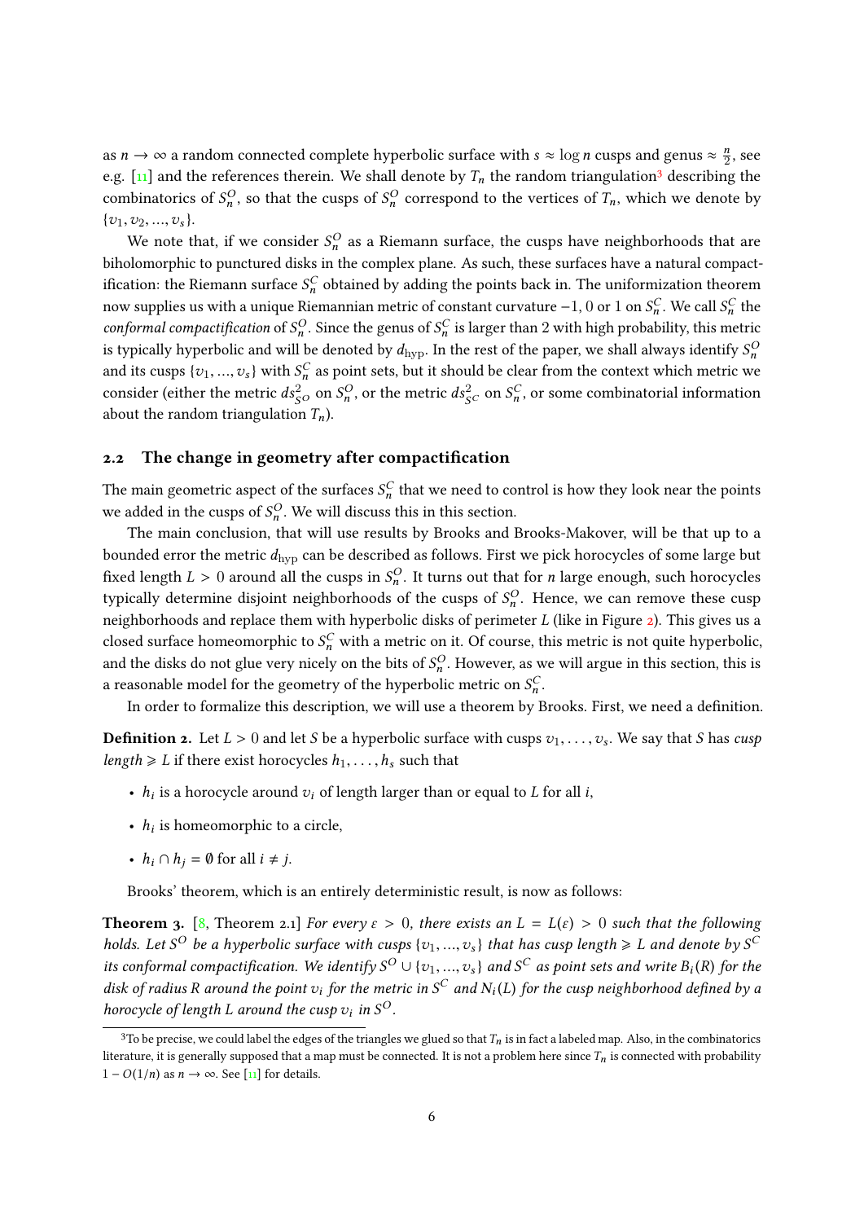as $n \to \infty$ a random connected complete hyperbolic surface with $s \approx \log n$ cusps and genus $\approx \frac{n}{2}$, see e.g. [11] and the references therein. We shall denote by $T_n$ the random triangulation[3] describing the combinatorics of $S_n^O$, so that the cusps of $S_n^O$ correspond to the vertices of $T_n$, which we denote by $\{v_1, v_2, ..., v_s\}$.

We note that, if we consider $S_n^O$ as a Riemann surface, the cusps have neighborhoods that are biholomorphic to punctured disks in the complex plane. As such, these surfaces have a natural compactification: the Riemann surface $S_n^C$ obtained by adding the points back in. The uniformization theorem now supplies us with a unique Riemannian metric of constant curvature $-1$, $0$ or $1$ on $S_n^C$. We call $S_n^C$ the *conformal compactification* of $S_n^O$. Since the genus of $S_n^C$ is larger than 2 with high probability, this metric is typically hyperbolic and will be denoted by $d_{\mathrm{hyp}}$. In the rest of the paper, we shall always identify $S_n^O$ and its cusps $\{v_1, ..., v_s\}$ with $S_n^C$ as point sets, but it should be clear from the context which metric we consider (either the metric $ds^2_{S^O}$ on $S_n^O$, or the metric $ds^2_{S^C}$ on $S_n^C$, or some combinatorial information about the random triangulation $T_n$).

## 2.2 The change in geometry after compactification

The main geometric aspect of the surfaces $S_n^C$ that we need to control is how they look near the points we added in the cusps of $S_n^O$. We will discuss this in this section.

The main conclusion, that will use results by Brooks and Brooks-Makover, will be that up to a bounded error the metric $d_{\mathrm{hyp}}$ can be described as follows. First we pick horocycles of some large but fixed length $L > 0$ around all the cusps in $S_n^O$. It turns out that for $n$ large enough, such horocycles typically determine disjoint neighborhoods of the cusps of $S_n^O$. Hence, we can remove these cusp neighborhoods and replace them with hyperbolic disks of perimeter $L$ (like in Figure 2). This gives us a closed surface homeomorphic to $S_n^C$ with a metric on it. Of course, this metric is not quite hyperbolic, and the disks do not glue very nicely on the bits of $S_n^O$. However, as we will argue in this section, this is a reasonable model for the geometry of the hyperbolic metric on $S_n^C$.

In order to formalize this description, we will use a theorem by Brooks. First, we need a definition.

**Definition 2.** Let $L > 0$ and let $S$ be a hyperbolic surface with cusps $v_1, \ldots, v_s$. We say that $S$ has *cusp length* $\geqslant L$ if there exist horocycles $h_1, \ldots, h_s$ such that

- $h_i$ is a horocycle around $v_i$ of length larger than or equal to $L$ for all $i$,
- $h_i$ is homeomorphic to a circle,
- $h_i \cap h_j = \emptyset$ for all $i \neq j$.

Brooks' theorem, which is an entirely deterministic result, is now as follows:

**Theorem 3.** [8, Theorem 2.1] *For every $\varepsilon > 0$, there exists an $L = L(\varepsilon) > 0$ such that the following holds. Let $S^O$ be a hyperbolic surface with cusps $\{v_1, ..., v_s\}$ that has cusp length $\geqslant L$ and denote by $S^C$ its conformal compactification. We identify $S^O \cup \{v_1, ..., v_s\}$ and $S^C$ as point sets and write $B_i(R)$ for the disk of radius $R$ around the point $v_i$ for the metric in $S^C$ and $N_i(L)$ for the cusp neighborhood defined by a horocycle of length $L$ around the cusp $v_i$ in $S^O$.*

[3] To be precise, we could label the edges of the triangles we glued so that $T_n$ is in fact a labeled map. Also, in the combinatorics literature, it is generally supposed that a map must be connected. It is not a problem here since $T_n$ is connected with probability $1 - O(1/n)$ as $n \to \infty$. See [11] for details.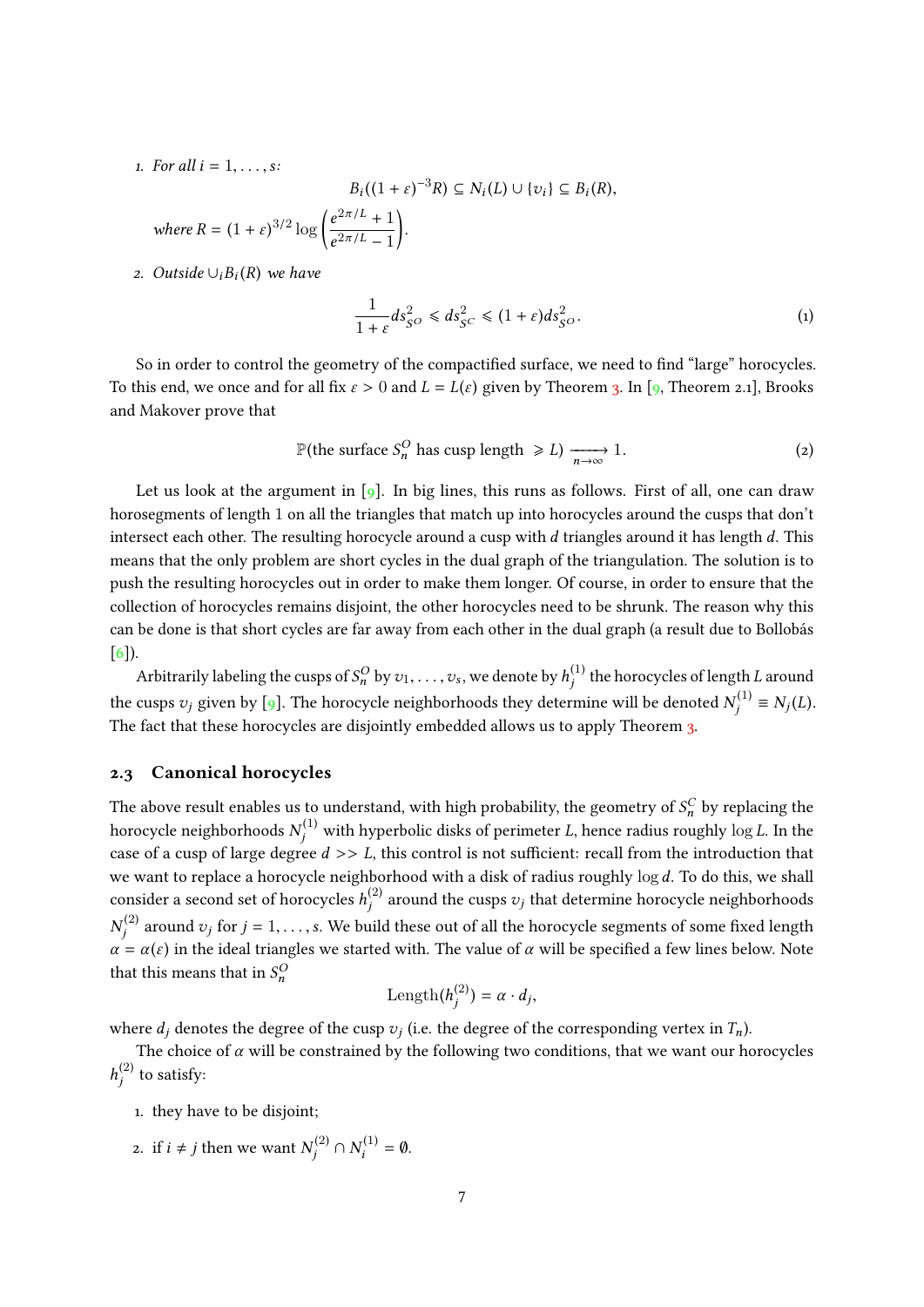1. *For all $i = 1, \ldots, s$:*

$$B_i((1+\varepsilon)^{-3}R) \subseteq N_i(L) \cup \{v_i\} \subseteq B_i(R),$$

   *where* $R = (1+\varepsilon)^{3/2} \log\left(\dfrac{e^{2\pi/L}+1}{e^{2\pi/L}-1}\right)$.

2. *Outside* $\cup_i B_i(R)$ *we have*

$$\frac{1}{1+\varepsilon} ds^2_{S^O} \leqslant ds^2_{S^C} \leqslant (1+\varepsilon) ds^2_{S^O}. \tag{1}$$

So in order to control the geometry of the compactified surface, we need to find "large" horocycles. To this end, we once and for all fix $\varepsilon > 0$ and $L = L(\varepsilon)$ given by Theorem 3. In [9, Theorem 2.1], Brooks and Makover prove that

$$\mathbb{P}(\text{the surface } S_n^O \text{ has cusp length } \geqslant L) \xrightarrow[n\to\infty]{} 1. \tag{2}$$

Let us look at the argument in [9]. In big lines, this runs as follows. First of all, one can draw horosegments of length 1 on all the triangles that match up into horocycles around the cusps that don't intersect each other. The resulting horocycle around a cusp with $d$ triangles around it has length $d$. This means that the only problem are short cycles in the dual graph of the triangulation. The solution is to push the resulting horocycles out in order to make them longer. Of course, in order to ensure that the collection of horocycles remains disjoint, the other horocycles need to be shrunk. The reason why this can be done is that short cycles are far away from each other in the dual graph (a result due to Bollobás [6]).

Arbitrarily labeling the cusps of $S_n^O$ by $v_1, \ldots, v_s$, we denote by $h_j^{(1)}$ the horocycles of length $L$ around the cusps $v_j$ given by [9]. The horocycle neighborhoods they determine will be denoted $N_j^{(1)} \equiv N_j(L)$. The fact that these horocycles are disjointly embedded allows us to apply Theorem 3.

## 2.3 Canonical horocycles

The above result enables us to understand, with high probability, the geometry of $S_n^C$ by replacing the horocycle neighborhoods $N_j^{(1)}$ with hyperbolic disks of perimeter $L$, hence radius roughly $\log L$. In the case of a cusp of large degree $d >> L$, this control is not sufficient: recall from the introduction that we want to replace a horocycle neighborhood with a disk of radius roughly $\log d$. To do this, we shall consider a second set of horocycles $h_j^{(2)}$ around the cusps $v_j$ that determine horocycle neighborhoods $N_j^{(2)}$ around $v_j$ for $j = 1, \ldots, s$. We build these out of all the horocycle segments of some fixed length $\alpha = \alpha(\varepsilon)$ in the ideal triangles we started with. The value of $\alpha$ will be specified a few lines below. Note that this means that in $S_n^O$

$$\text{Length}(h_j^{(2)}) = \alpha \cdot d_j,$$

where $d_j$ denotes the degree of the cusp $v_j$ (i.e. the degree of the corresponding vertex in $T_n$).

The choice of $\alpha$ will be constrained by the following two conditions, that we want our horocycles $h_j^{(2)}$ to satisfy:

1. they have to be disjoint;
2. if $i \neq j$ then we want $N_j^{(2)} \cap N_i^{(1)} = \emptyset$.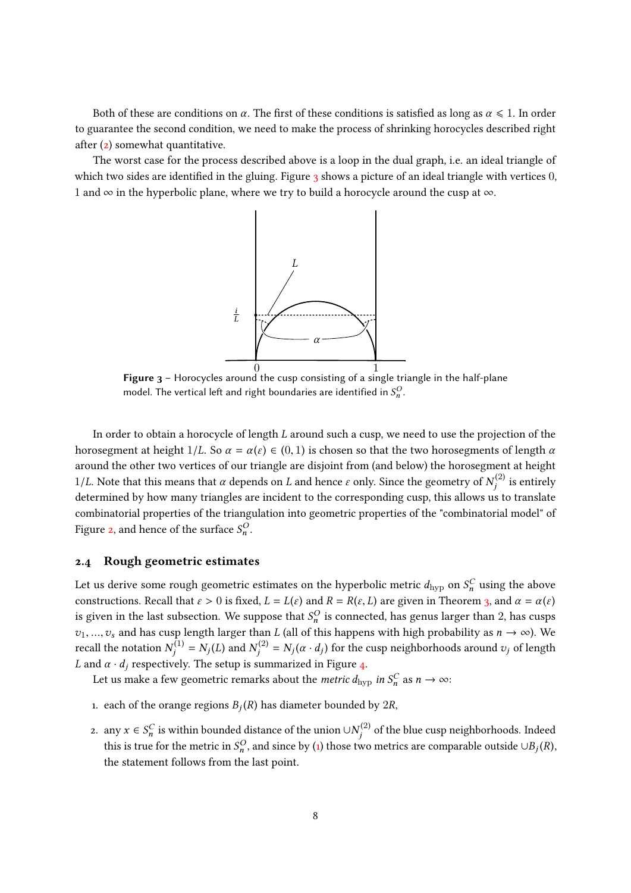Both of these are conditions on $\alpha$. The first of these conditions is satisfied as long as $\alpha \leqslant 1$. In order to guarantee the second condition, we need to make the process of shrinking horocycles described right after (2) somewhat quantitative.

The worst case for the process described above is a loop in the dual graph, i.e. an ideal triangle of which two sides are identified in the gluing. Figure 3 shows a picture of an ideal triangle with vertices 0, 1 and $\infty$ in the hyperbolic plane, where we try to build a horocycle around the cusp at $\infty$.

**Figure 3** – Horocycles around the cusp consisting of a single triangle in the half-plane model. The vertical left and right boundaries are identified in $S_n^O$.

In order to obtain a horocycle of length $L$ around such a cusp, we need to use the projection of the horosegment at height $1/L$. So $\alpha = \alpha(\varepsilon) \in (0,1)$ is chosen so that the two horosegments of length $\alpha$ around the other two vertices of our triangle are disjoint from (and below) the horosegment at height $1/L$. Note that this means that $\alpha$ depends on $L$ and hence $\varepsilon$ only. Since the geometry of $N_j^{(2)}$ is entirely determined by how many triangles are incident to the corresponding cusp, this allows us to translate combinatorial properties of the triangulation into geometric properties of the "combinatorial model" of Figure 2, and hence of the surface $S_n^O$.

## 2.4 Rough geometric estimates

Let us derive some rough geometric estimates on the hyperbolic metric $d_{\text{hyp}}$ on $S_n^C$ using the above constructions. Recall that $\varepsilon > 0$ is fixed, $L = L(\varepsilon)$ and $R = R(\varepsilon, L)$ are given in Theorem 3, and $\alpha = \alpha(\varepsilon)$ is given in the last subsection. We suppose that $S_n^O$ is connected, has genus larger than 2, has cusps $v_1, \ldots, v_s$ and has cusp length larger than $L$ (all of this happens with high probability as $n \to \infty$). We recall the notation $N_j^{(1)} = N_j(L)$ and $N_j^{(2)} = N_j(\alpha \cdot d_j)$ for the cusp neighborhoods around $v_j$ of length $L$ and $\alpha \cdot d_j$ respectively. The setup is summarized in Figure 4.

Let us make a few geometric remarks about the *metric* $d_{\text{hyp}}$ *in* $S_n^C$ as $n \to \infty$:

1. each of the orange regions $B_j(R)$ has diameter bounded by $2R$,
2. any $x \in S_n^C$ is within bounded distance of the union $\cup N_j^{(2)}$ of the blue cusp neighborhoods. Indeed this is true for the metric in $S_n^O$, and since by (1) those two metrics are comparable outside $\cup B_j(R)$, the statement follows from the last point.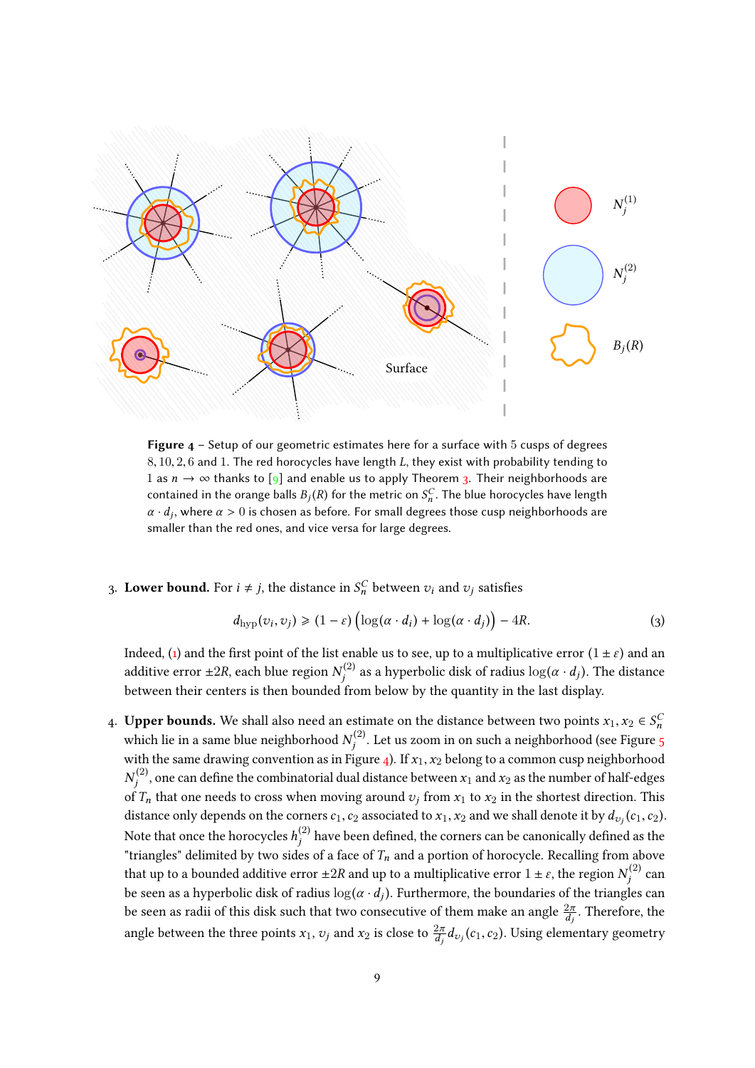**Figure 4** – Setup of our geometric estimates here for a surface with 5 cusps of degrees 8, 10, 2, 6 and 1. The red horocycles have length $L$, they exist with probability tending to 1 as $n \to \infty$ thanks to [9] and enable us to apply Theorem 3. Their neighborhoods are contained in the orange balls $B_j(R)$ for the metric on $S_n^C$. The blue horocycles have length $\alpha \cdot d_j$, where $\alpha > 0$ is chosen as before. For small degrees those cusp neighborhoods are smaller than the red ones, and vice versa for large degrees.

3. **Lower bound.** For $i \neq j$, the distance in $S_n^C$ between $v_i$ and $v_j$ satisfies

$$d_{\text{hyp}}(v_i, v_j) \geqslant (1 - \varepsilon)\left(\log(\alpha \cdot d_i) + \log(\alpha \cdot d_j)\right) - 4R. \tag{3}$$

Indeed, (1) and the first point of the list enable us to see, up to a multiplicative error $(1 \pm \varepsilon)$ and an additive error $\pm 2R$, each blue region $N_j^{(2)}$ as a hyperbolic disk of radius $\log(\alpha \cdot d_j)$. The distance between their centers is then bounded from below by the quantity in the last display.

4. **Upper bounds.** We shall also need an estimate on the distance between two points $x_1, x_2 \in S_n^C$ which lie in a same blue neighborhood $N_j^{(2)}$. Let us zoom in on such a neighborhood (see Figure 5 with the same drawing convention as in Figure 4). If $x_1, x_2$ belong to a common cusp neighborhood $N_j^{(2)}$, one can define the combinatorial dual distance between $x_1$ and $x_2$ as the number of half-edges of $T_n$ that one needs to cross when moving around $v_j$ from $x_1$ to $x_2$ in the shortest direction. This distance only depends on the corners $c_1, c_2$ associated to $x_1, x_2$ and we shall denote it by $d_{v_j}(c_1, c_2)$. Note that once the horocycles $h_j^{(2)}$ have been defined, the corners can be canonically defined as the "triangles" delimited by two sides of a face of $T_n$ and a portion of horocycle. Recalling from above that up to a bounded additive error $\pm 2R$ and up to a multiplicative error $1 \pm \varepsilon$, the region $N_j^{(2)}$ can be seen as a hyperbolic disk of radius $\log(\alpha \cdot d_j)$. Furthermore, the boundaries of the triangles can be seen as radii of this disk such that two consecutive of them make an angle $\frac{2\pi}{d_j}$. Therefore, the angle between the three points $x_1$, $v_j$ and $x_2$ is close to $\frac{2\pi}{d_j} d_{v_j}(c_1, c_2)$. Using elementary geometry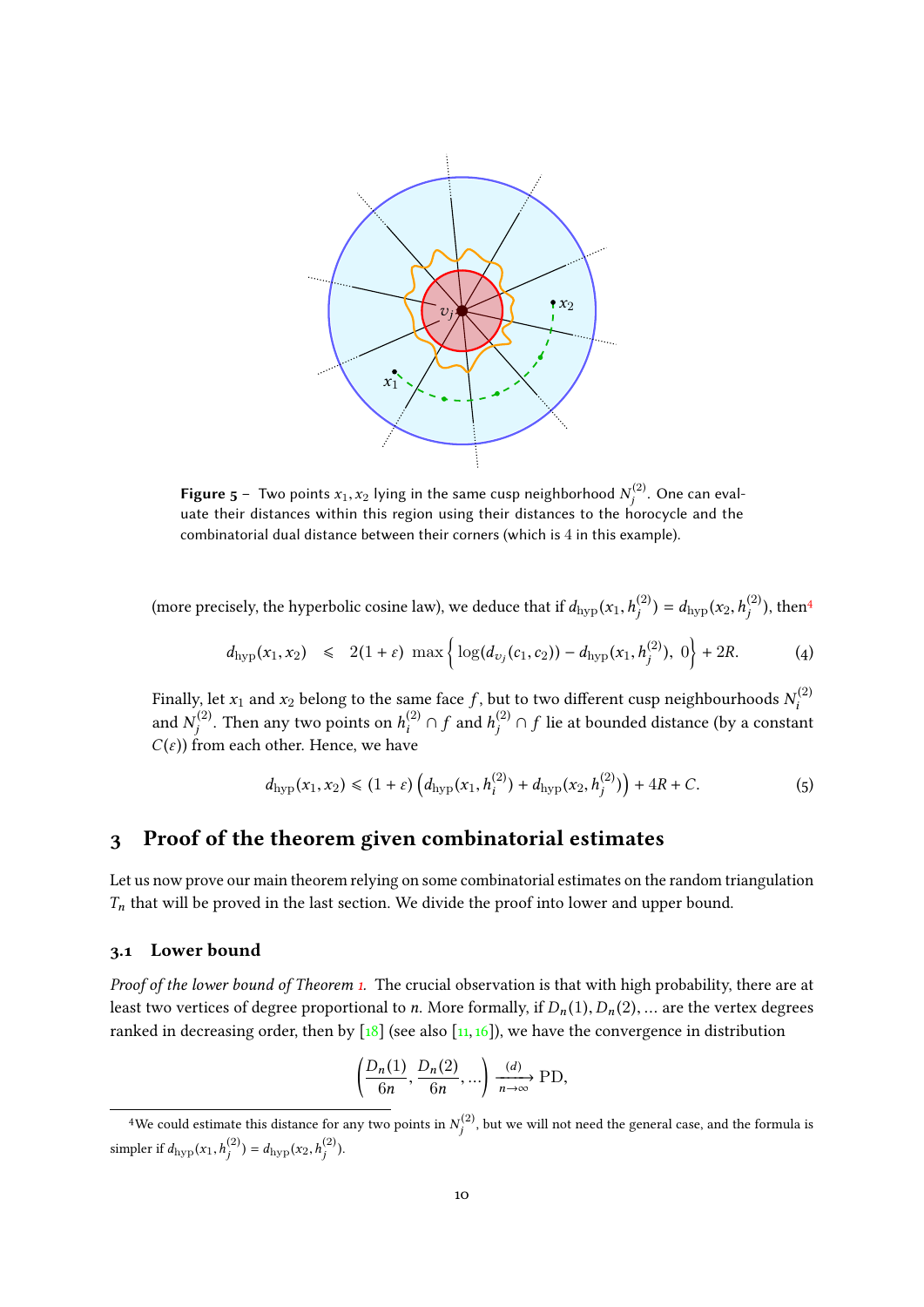**Figure 5** – Two points $x_1, x_2$ lying in the same cusp neighborhood $N_j^{(2)}$. One can evaluate their distances within this region using their distances to the horocycle and the combinatorial dual distance between their corners (which is 4 in this example).

(more precisely, the hyperbolic cosine law), we deduce that if $d_{\mathrm{hyp}}(x_1, h_j^{(2)}) = d_{\mathrm{hyp}}(x_2, h_j^{(2)})$, then[4]

$$d_{\mathrm{hyp}}(x_1, x_2) \quad \leqslant \quad 2(1+\varepsilon) \ \max\left\{ \log(d_{v_j}(c_1, c_2)) - d_{\mathrm{hyp}}(x_1, h_j^{(2)}),\ 0 \right\} + 2R. \tag{4}$$

Finally, let $x_1$ and $x_2$ belong to the same face $f$, but to two different cusp neighbourhoods $N_i^{(2)}$ and $N_j^{(2)}$. Then any two points on $h_i^{(2)} \cap f$ and $h_j^{(2)} \cap f$ lie at bounded distance (by a constant $C(\varepsilon)$) from each other. Hence, we have

$$d_{\mathrm{hyp}}(x_1, x_2) \leqslant (1+\varepsilon)\left( d_{\mathrm{hyp}}(x_1, h_i^{(2)}) + d_{\mathrm{hyp}}(x_2, h_j^{(2)}) \right) + 4R + C. \tag{5}$$

# 3 Proof of the theorem given combinatorial estimates

Let us now prove our main theorem relying on some combinatorial estimates on the random triangulation $T_n$ that will be proved in the last section. We divide the proof into lower and upper bound.

## 3.1 Lower bound

*Proof of the lower bound of Theorem 1.* The crucial observation is that with high probability, there are at least two vertices of degree proportional to $n$. More formally, if $D_n(1), D_n(2), \ldots$ are the vertex degrees ranked in decreasing order, then by [18] (see also [11, 16]), we have the convergence in distribution

$$\left( \frac{D_n(1)}{6n}, \frac{D_n(2)}{6n}, \ldots \right) \xrightarrow[n\to\infty]{(d)} \mathrm{PD},$$

[4] We could estimate this distance for any two points in $N_j^{(2)}$, but we will not need the general case, and the formula is simpler if $d_{\mathrm{hyp}}(x_1, h_j^{(2)}) = d_{\mathrm{hyp}}(x_2, h_j^{(2)})$.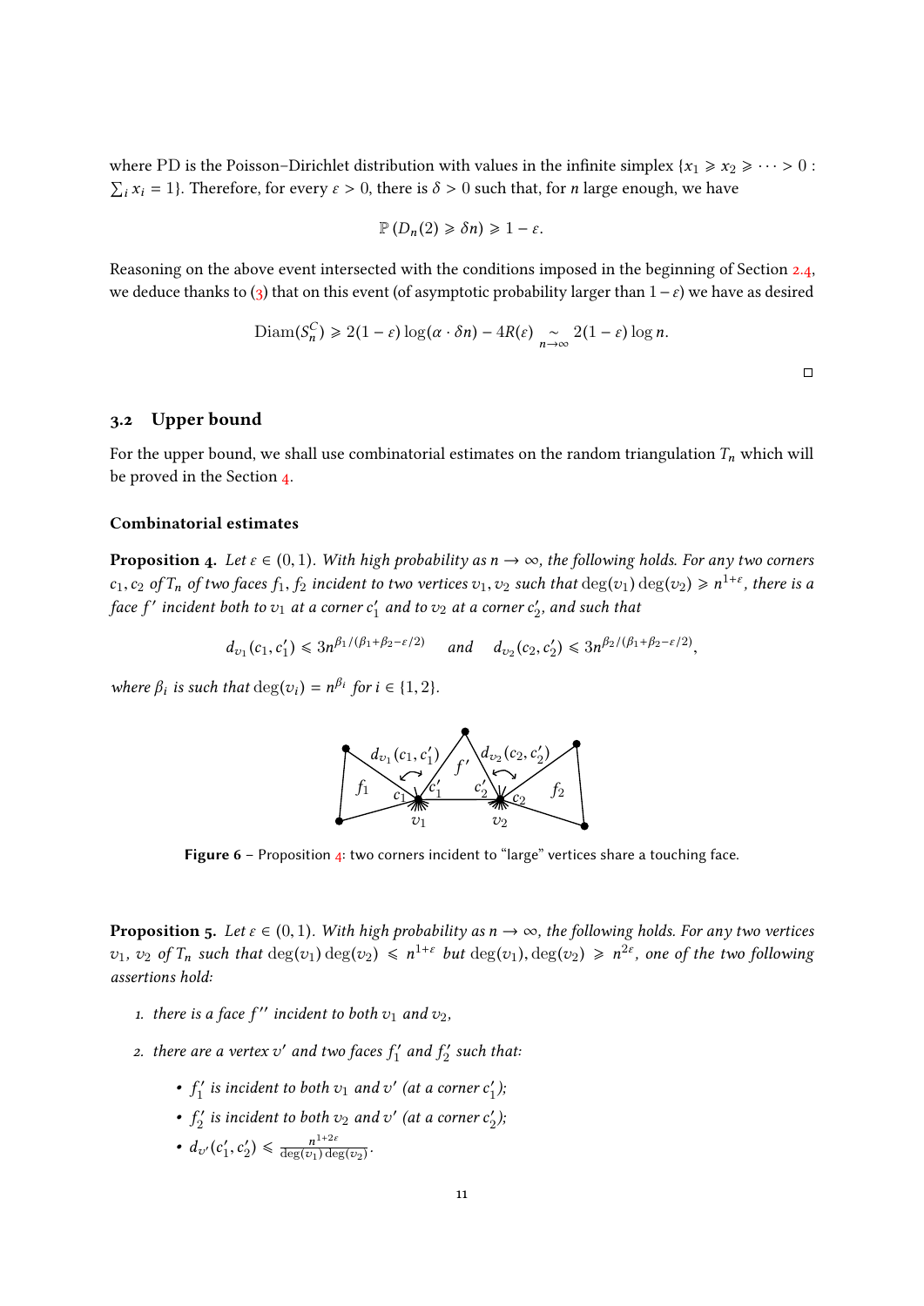where PD is the Poisson–Dirichlet distribution with values in the infinite simplex $\{x_1 \geqslant x_2 \geqslant \cdots > 0 : \sum_i x_i = 1\}$. Therefore, for every $\varepsilon > 0$, there is $\delta > 0$ such that, for $n$ large enough, we have

$$\mathbb{P}(D_n(2) \geqslant \delta n) \geqslant 1 - \varepsilon.$$

Reasoning on the above event intersected with the conditions imposed in the beginning of Section 2.4, we deduce thanks to (3) that on this event (of asymptotic probability larger than $1-\varepsilon$) we have as desired

$$\mathrm{Diam}(S_n^C) \geqslant 2(1-\varepsilon)\log(\alpha \cdot \delta n) - 4R(\varepsilon) \underset{n\to\infty}{\sim} 2(1-\varepsilon)\log n.$$

□

## 3.2 Upper bound

For the upper bound, we shall use combinatorial estimates on the random triangulation $T_n$ which will be proved in the Section 4.

### Combinatorial estimates

**Proposition 4.** *Let $\varepsilon \in (0,1)$. With high probability as $n \to \infty$, the following holds. For any two corners $c_1, c_2$ of $T_n$ of two faces $f_1, f_2$ incident to two vertices $v_1, v_2$ such that $\deg(v_1)\deg(v_2) \geqslant n^{1+\varepsilon}$, there is a face $f'$ incident both to $v_1$ at a corner $c_1'$ and to $v_2$ at a corner $c_2'$, and such that*

$$d_{v_1}(c_1, c_1') \leqslant 3n^{\beta_1/(\beta_1+\beta_2-\varepsilon/2)} \quad \text{and} \quad d_{v_2}(c_2, c_2') \leqslant 3n^{\beta_2/(\beta_1+\beta_2-\varepsilon/2)},$$

*where $\beta_i$ is such that $\deg(v_i) = n^{\beta_i}$ for $i \in \{1,2\}$.*

**Figure 6** – Proposition 4: two corners incident to "large" vertices share a touching face.

**Proposition 5.** *Let $\varepsilon \in (0,1)$. With high probability as $n \to \infty$, the following holds. For any two vertices $v_1$, $v_2$ of $T_n$ such that $\deg(v_1)\deg(v_2) \leqslant n^{1+\varepsilon}$ but $\deg(v_1), \deg(v_2) \geqslant n^{2\varepsilon}$, one of the two following assertions hold:*

1. *there is a face $f''$ incident to both $v_1$ and $v_2$,*
2. *there are a vertex $v'$ and two faces $f_1'$ and $f_2'$ such that:*
   - *$f_1'$ is incident to both $v_1$ and $v'$ (at a corner $c_1'$);*
   - *$f_2'$ is incident to both $v_2$ and $v'$ (at a corner $c_2'$);*
   - *$d_{v'}(c_1', c_2') \leqslant \frac{n^{1+2\varepsilon}}{\deg(v_1)\deg(v_2)}$.*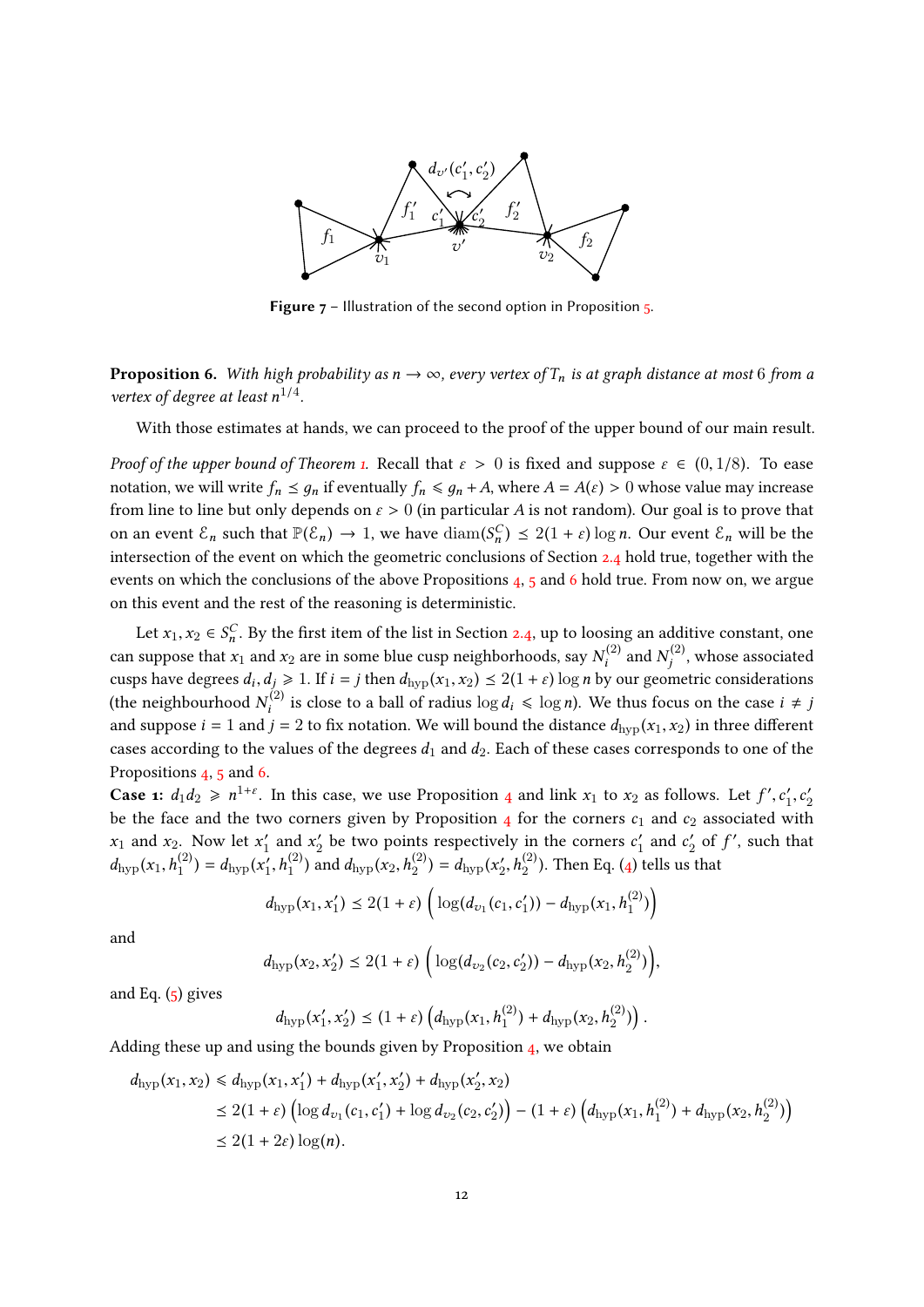Figure 7 – Illustration of the second option in Proposition 5.

**Proposition 6.** *With high probability as $n \to \infty$, every vertex of $T_n$ is at graph distance at most 6 from a vertex of degree at least $n^{1/4}$.*

With those estimates at hands, we can proceed to the proof of the upper bound of our main result.

*Proof of the upper bound of Theorem 1.* Recall that $\varepsilon > 0$ is fixed and suppose $\varepsilon \in (0, 1/8)$. To ease notation, we will write $f_n \preceq g_n$ if eventually $f_n \leqslant g_n + A$, where $A = A(\varepsilon) > 0$ whose value may increase from line to line but only depends on $\varepsilon > 0$ (in particular $A$ is not random). Our goal is to prove that on an event $\mathcal{E}_n$ such that $\mathbb{P}(\mathcal{E}_n) \to 1$, we have $\operatorname{diam}(S_n^C) \preceq 2(1+\varepsilon)\log n$. Our event $\mathcal{E}_n$ will be the intersection of the event on which the geometric conclusions of Section 2.4 hold true, together with the events on which the conclusions of the above Propositions 4, 5 and 6 hold true. From now on, we argue on this event and the rest of the reasoning is deterministic.

Let $x_1, x_2 \in S_n^C$. By the first item of the list in Section 2.4, up to loosing an additive constant, one can suppose that $x_1$ and $x_2$ are in some blue cusp neighborhoods, say $N_i^{(2)}$ and $N_j^{(2)}$, whose associated cusps have degrees $d_i, d_j \geqslant 1$. If $i = j$ then $d_{\mathrm{hyp}}(x_1, x_2) \preceq 2(1+\varepsilon)\log n$ by our geometric considerations (the neighbourhood $N_i^{(2)}$ is close to a ball of radius $\log d_i \leqslant \log n$). We thus focus on the case $i \neq j$ and suppose $i = 1$ and $j = 2$ to fix notation. We will bound the distance $d_{\mathrm{hyp}}(x_1, x_2)$ in three different cases according to the values of the degrees $d_1$ and $d_2$. Each of these cases corresponds to one of the Propositions 4, 5 and 6.

**Case 1:** $d_1 d_2 \geqslant n^{1+\varepsilon}$. In this case, we use Proposition 4 and link $x_1$ to $x_2$ as follows. Let $f', c_1', c_2'$ be the face and the two corners given by Proposition 4 for the corners $c_1$ and $c_2$ associated with $x_1$ and $x_2$. Now let $x_1'$ and $x_2'$ be two points respectively in the corners $c_1'$ and $c_2'$ of $f'$, such that $d_{\mathrm{hyp}}(x_1, h_1^{(2)}) = d_{\mathrm{hyp}}(x_1', h_1^{(2)})$ and $d_{\mathrm{hyp}}(x_2, h_2^{(2)}) = d_{\mathrm{hyp}}(x_2', h_2^{(2)})$. Then Eq. (4) tells us that

$$d_{\mathrm{hyp}}(x_1, x_1') \preceq 2(1+\varepsilon)\left(\log(d_{v_1}(c_1, c_1')) - d_{\mathrm{hyp}}(x_1, h_1^{(2)})\right)$$

and

$$d_{\mathrm{hyp}}(x_2, x_2') \preceq 2(1+\varepsilon)\left(\log(d_{v_2}(c_2, c_2')) - d_{\mathrm{hyp}}(x_2, h_2^{(2)})\right),$$

and Eq. (5) gives

$$d_{\mathrm{hyp}}(x_1', x_2') \preceq (1+\varepsilon)\left(d_{\mathrm{hyp}}(x_1, h_1^{(2)}) + d_{\mathrm{hyp}}(x_2, h_2^{(2)})\right).$$

Adding these up and using the bounds given by Proposition 4, we obtain

$$\begin{aligned}
d_{\mathrm{hyp}}(x_1, x_2) &\leqslant d_{\mathrm{hyp}}(x_1, x_1') + d_{\mathrm{hyp}}(x_1', x_2') + d_{\mathrm{hyp}}(x_2', x_2) \\
&\preceq 2(1+\varepsilon)\left(\log d_{v_1}(c_1, c_1') + \log d_{v_2}(c_2, c_2')\right) - (1+\varepsilon)\left(d_{\mathrm{hyp}}(x_1, h_1^{(2)}) + d_{\mathrm{hyp}}(x_2, h_2^{(2)})\right) \\
&\preceq 2(1+2\varepsilon)\log(n).
\end{aligned}$$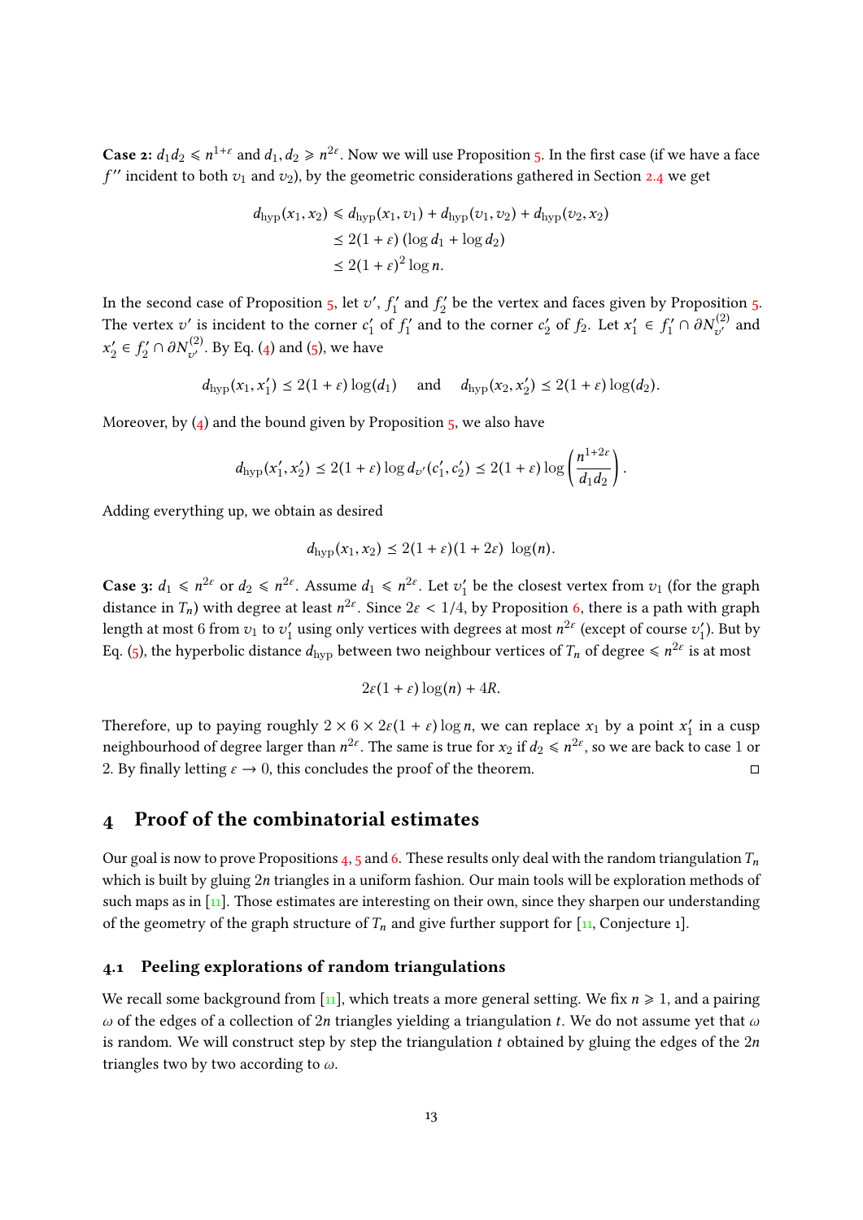**Case 2:** $d_1 d_2 \leqslant n^{1+\varepsilon}$ and $d_1, d_2 \geqslant n^{2\varepsilon}$. Now we will use Proposition 5. In the first case (if we have a face $f''$ incident to both $v_1$ and $v_2$), by the geometric considerations gathered in Section 2.4 we get

$$
\begin{aligned}
d_{\text{hyp}}(x_1, x_2) &\leqslant d_{\text{hyp}}(x_1, v_1) + d_{\text{hyp}}(v_1, v_2) + d_{\text{hyp}}(v_2, x_2) \\
&\lesssim 2(1+\varepsilon)\left(\log d_1 + \log d_2\right) \\
&\lesssim 2(1+\varepsilon)^2 \log n.
\end{aligned}
$$

In the second case of Proposition 5, let $v'$, $f_1'$ and $f_2'$ be the vertex and faces given by Proposition 5. The vertex $v'$ is incident to the corner $c_1'$ of $f_1'$ and to the corner $c_2'$ of $f_2$. Let $x_1' \in f_1' \cap \partial N_{v'}^{(2)}$ and $x_2' \in f_2' \cap \partial N_{v'}^{(2)}$. By Eq. (4) and (5), we have

$$
d_{\text{hyp}}(x_1, x_1') \lesssim 2(1+\varepsilon)\log(d_1) \quad \text{ and } \quad d_{\text{hyp}}(x_2, x_2') \lesssim 2(1+\varepsilon)\log(d_2).
$$

Moreover, by (4) and the bound given by Proposition 5, we also have

$$
d_{\text{hyp}}(x_1', x_2') \lesssim 2(1+\varepsilon)\log d_{v'}(c_1', c_2') \lesssim 2(1+\varepsilon)\log\left(\frac{n^{1+2\varepsilon}}{d_1 d_2}\right).
$$

Adding everything up, we obtain as desired

$$
d_{\text{hyp}}(x_1, x_2) \lesssim 2(1+\varepsilon)(1+2\varepsilon)\ \log(n).
$$

**Case 3:** $d_1 \leqslant n^{2\varepsilon}$ or $d_2 \leqslant n^{2\varepsilon}$. Assume $d_1 \leqslant n^{2\varepsilon}$. Let $v_1'$ be the closest vertex from $v_1$ (for the graph distance in $T_n$) with degree at least $n^{2\varepsilon}$. Since $2\varepsilon < 1/4$, by Proposition 6, there is a path with graph length at most 6 from $v_1$ to $v_1'$ using only vertices with degrees at most $n^{2\varepsilon}$ (except of course $v_1'$). But by Eq. (5), the hyperbolic distance $d_{\text{hyp}}$ between two neighbour vertices of $T_n$ of degree $\leqslant n^{2\varepsilon}$ is at most

$$
2\varepsilon(1+\varepsilon)\log(n) + 4R.
$$

Therefore, up to paying roughly $2 \times 6 \times 2\varepsilon(1+\varepsilon)\log n$, we can replace $x_1$ by a point $x_1'$ in a cusp neighbourhood of degree larger than $n^{2\varepsilon}$. The same is true for $x_2$ if $d_2 \leqslant n^{2\varepsilon}$, so we are back to case 1 or 2. By finally letting $\varepsilon \to 0$, this concludes the proof of the theorem. □

## 4 Proof of the combinatorial estimates

Our goal is now to prove Propositions 4, 5 and 6. These results only deal with the random triangulation $T_n$ which is built by gluing $2n$ triangles in a uniform fashion. Our main tools will be exploration methods of such maps as in [11]. Those estimates are interesting on their own, since they sharpen our understanding of the geometry of the graph structure of $T_n$ and give further support for [11, Conjecture 1].

### 4.1 Peeling explorations of random triangulations

We recall some background from [11], which treats a more general setting. We fix $n \geqslant 1$, and a pairing $\omega$ of the edges of a collection of $2n$ triangles yielding a triangulation $t$. We do not assume yet that $\omega$ is random. We will construct step by step the triangulation $t$ obtained by gluing the edges of the $2n$ triangles two by two according to $\omega$.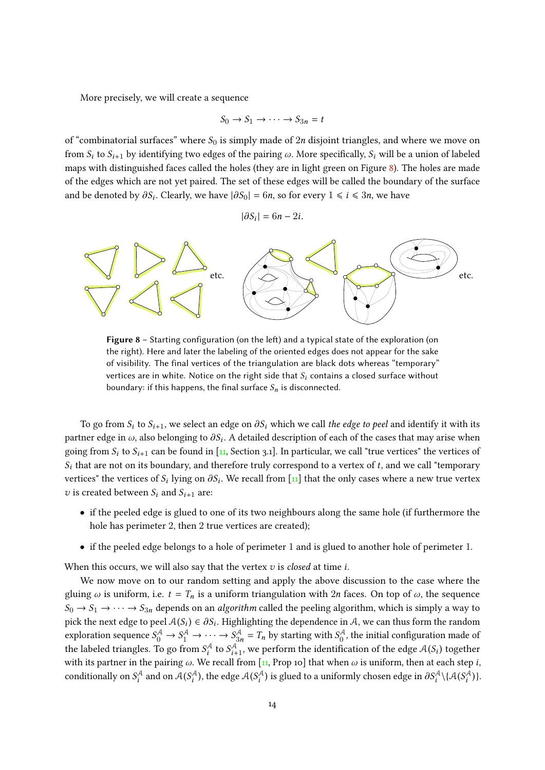More precisely, we will create a sequence

$$S_0 \to S_1 \to \cdots \to S_{3n} = t$$

of "combinatorial surfaces" where $S_0$ is simply made of $2n$ disjoint triangles, and where we move on from $S_i$ to $S_{i+1}$ by identifying two edges of the pairing $\omega$. More specifically, $S_i$ will be a union of labeled maps with distinguished faces called the holes (they are in light green on Figure 8). The holes are made of the edges which are not yet paired. The set of these edges will be called the boundary of the surface and be denoted by $\partial S_i$. Clearly, we have $|\partial S_0| = 6n$, so for every $1 \leqslant i \leqslant 3n$, we have

$$|\partial S_i| = 6n - 2i.$$

**Figure 8** – Starting configuration (on the left) and a typical state of the exploration (on the right). Here and later the labeling of the oriented edges does not appear for the sake of visibility. The final vertices of the triangulation are black dots whereas "temporary" vertices are in white. Notice on the right side that $S_i$ contains a closed surface without boundary: if this happens, the final surface $S_n$ is disconnected.

To go from $S_i$ to $S_{i+1}$, we select an edge on $\partial S_i$ which we call *the edge to peel* and identify it with its partner edge in $\omega$, also belonging to $\partial S_i$. A detailed description of each of the cases that may arise when going from $S_i$ to $S_{i+1}$ can be found in [11, Section 3.1]. In particular, we call "true vertices" the vertices of $S_i$ that are not on its boundary, and therefore truly correspond to a vertex of $t$, and we call "temporary vertices" the vertices of $S_i$ lying on $\partial S_i$. We recall from [11] that the only cases where a new true vertex $v$ is created between $S_i$ and $S_{i+1}$ are:

- if the peeled edge is glued to one of its two neighbours along the same hole (if furthermore the hole has perimeter 2, then 2 true vertices are created);
- if the peeled edge belongs to a hole of perimeter 1 and is glued to another hole of perimeter 1.

When this occurs, we will also say that the vertex $v$ is *closed* at time $i$.

We now move on to our random setting and apply the above discussion to the case where the gluing $\omega$ is uniform, i.e. $t = T_n$ is a uniform triangulation with $2n$ faces. On top of $\omega$, the sequence $S_0 \to S_1 \to \cdots \to S_{3n}$ depends on an *algorithm* called the peeling algorithm, which is simply a way to pick the next edge to peel $\mathcal{A}(S_i) \in \partial S_i$. Highlighting the dependence in $\mathcal{A}$, we can thus form the random exploration sequence $S_0^{\mathcal{A}} \to S_1^{\mathcal{A}} \to \cdots \to S_{3n}^{\mathcal{A}} = T_n$ by starting with $S_0^{\mathcal{A}}$, the initial configuration made of the labeled triangles. To go from $S_i^{\mathcal{A}}$ to $S_{i+1}^{\mathcal{A}}$, we perform the identification of the edge $\mathcal{A}(S_i)$ together with its partner in the pairing $\omega$. We recall from [11, Prop 10] that when $\omega$ is uniform, then at each step $i$, conditionally on $S_i^{\mathcal{A}}$ and on $\mathcal{A}(S_i^{\mathcal{A}})$, the edge $\mathcal{A}(S_i^{\mathcal{A}})$ is glued to a uniformly chosen edge in $\partial S_i^{\mathcal{A}} \backslash \{\mathcal{A}(S_i^{\mathcal{A}})\}$.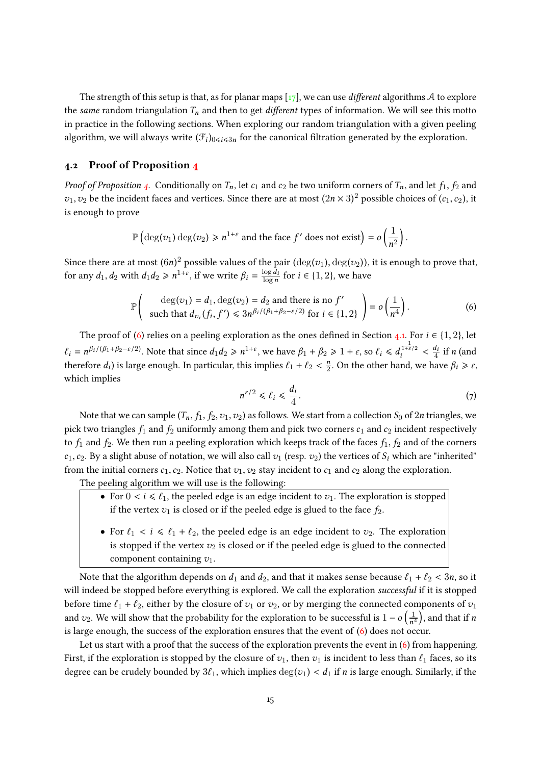The strength of this setup is that, as for planar maps [17], we can use *different* algorithms $\mathcal{A}$ to explore the *same* random triangulation $T_n$ and then to get *different* types of information. We will see this motto in practice in the following sections. When exploring our random triangulation with a given peeling algorithm, we will always write $(\mathcal{F}_i)_{0 \leqslant i \leqslant 3n}$ for the canonical filtration generated by the exploration.

## 4.2 Proof of Proposition 4

*Proof of Proposition 4.* Conditionally on $T_n$, let $c_1$ and $c_2$ be two uniform corners of $T_n$, and let $f_1, f_2$ and $v_1, v_2$ be the incident faces and vertices. Since there are at most $(2n \times 3)^2$ possible choices of $(c_1, c_2)$, it is enough to prove

$$\mathbb{P}\left(\deg(v_1)\deg(v_2) \geqslant n^{1+\varepsilon} \text{ and the face } f' \text{ does not exist}\right) = o\left(\frac{1}{n^2}\right).$$

Since there are at most $(6n)^2$ possible values of the pair $(\deg(v_1), \deg(v_2))$, it is enough to prove that, for any $d_1, d_2$ with $d_1 d_2 \geqslant n^{1+\varepsilon}$, if we write $\beta_i = \frac{\log d_i}{\log n}$ for $i \in \{1,2\}$, we have

$$\mathbb{P}\left(\begin{array}{c} \deg(v_1) = d_1, \deg(v_2) = d_2 \text{ and there is no } f' \\ \text{such that } d_{v_i}(f_i, f') \leqslant 3n^{\beta_i/(\beta_1+\beta_2-\varepsilon/2)} \text{ for } i \in \{1,2\} \end{array}\right) = o\left(\frac{1}{n^4}\right). \tag{6}$$

The proof of (6) relies on a peeling exploration as the ones defined in Section 4.1. For $i \in \{1,2\}$, let $\ell_i = n^{\beta_i/(\beta_1+\beta_2-\varepsilon/2)}$. Note that since $d_1 d_2 \geqslant n^{1+\varepsilon}$, we have $\beta_1 + \beta_2 \geqslant 1 + \varepsilon$, so $\ell_i \leqslant d_i^{\frac{1}{1+\varepsilon/2}} < \frac{d_i}{4}$ if $n$ (and therefore $d_i$) is large enough. In particular, this implies $\ell_1 + \ell_2 < \frac{n}{2}$. On the other hand, we have $\beta_i \geqslant \varepsilon$, which implies

$$n^{\varepsilon/2} \leqslant \ell_i \leqslant \frac{d_i}{4}. \tag{7}$$

Note that we can sample $(T_n, f_1, f_2, v_1, v_2)$ as follows. We start from a collection $S_0$ of $2n$ triangles, we pick two triangles $f_1$ and $f_2$ uniformly among them and pick two corners $c_1$ and $c_2$ incident respectively to $f_1$ and $f_2$. We then run a peeling exploration which keeps track of the faces $f_1, f_2$ and of the corners $c_1, c_2$. By a slight abuse of notation, we will also call $v_1$ (resp. $v_2$) the vertices of $S_i$ which are "inherited" from the initial corners $c_1, c_2$. Notice that $v_1, v_2$ stay incident to $c_1$ and $c_2$ along the exploration.

The peeling algorithm we will use is the following:

- For $0 < i \leqslant \ell_1$, the peeled edge is an edge incident to $v_1$. The exploration is stopped if the vertex $v_1$ is closed or if the peeled edge is glued to the face $f_2$.
- For $\ell_1 < i \leqslant \ell_1 + \ell_2$, the peeled edge is an edge incident to $v_2$. The exploration is stopped if the vertex $v_2$ is closed or if the peeled edge is glued to the connected component containing $v_1$.

Note that the algorithm depends on $d_1$ and $d_2$, and that it makes sense because $\ell_1 + \ell_2 < 3n$, so it will indeed be stopped before everything is explored. We call the exploration *successful* if it is stopped before time $\ell_1 + \ell_2$, either by the closure of $v_1$ or $v_2$, or by merging the connected components of $v_1$ and $v_2$. We will show that the probability for the exploration to be successful is $1 - o\left(\frac{1}{n^4}\right)$, and that if $n$ is large enough, the success of the exploration ensures that the event of (6) does not occur.

Let us start with a proof that the success of the exploration prevents the event in (6) from happening. First, if the exploration is stopped by the closure of $v_1$, then $v_1$ is incident to less than $\ell_1$ faces, so its degree can be crudely bounded by $3\ell_1$, which implies $\deg(v_1) < d_1$ if $n$ is large enough. Similarly, if the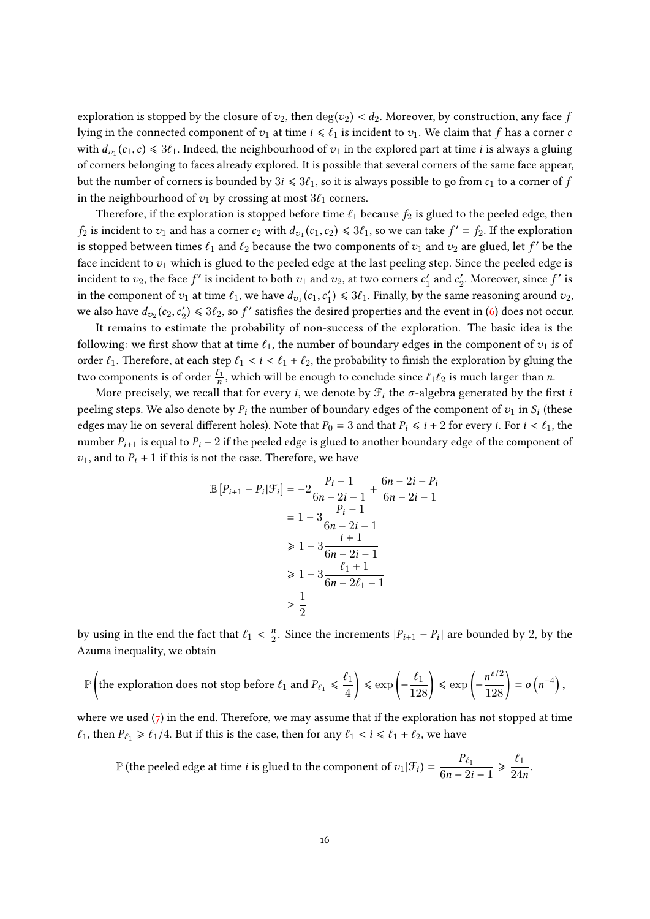exploration is stopped by the closure of $v_2$, then $\deg(v_2) < d_2$. Moreover, by construction, any face $f$ lying in the connected component of $v_1$ at time $i \leqslant \ell_1$ is incident to $v_1$. We claim that $f$ has a corner $c$ with $d_{v_1}(c_1, c) \leqslant 3\ell_1$. Indeed, the neighbourhood of $v_1$ in the explored part at time $i$ is always a gluing of corners belonging to faces already explored. It is possible that several corners of the same face appear, but the number of corners is bounded by $3i \leqslant 3\ell_1$, so it is always possible to go from $c_1$ to a corner of $f$ in the neighbourhood of $v_1$ by crossing at most $3\ell_1$ corners.

Therefore, if the exploration is stopped before time $\ell_1$ because $f_2$ is glued to the peeled edge, then $f_2$ is incident to $v_1$ and has a corner $c_2$ with $d_{v_1}(c_1, c_2) \leqslant 3\ell_1$, so we can take $f' = f_2$. If the exploration is stopped between times $\ell_1$ and $\ell_2$ because the two components of $v_1$ and $v_2$ are glued, let $f'$ be the face incident to $v_1$ which is glued to the peeled edge at the last peeling step. Since the peeled edge is incident to $v_2$, the face $f'$ is incident to both $v_1$ and $v_2$, at two corners $c_1'$ and $c_2'$. Moreover, since $f'$ is in the component of $v_1$ at time $\ell_1$, we have $d_{v_1}(c_1, c_1') \leqslant 3\ell_1$. Finally, by the same reasoning around $v_2$, we also have $d_{v_2}(c_2, c_2') \leqslant 3\ell_2$, so $f'$ satisfies the desired properties and the event in (6) does not occur.

It remains to estimate the probability of non-success of the exploration. The basic idea is the following: we first show that at time $\ell_1$, the number of boundary edges in the component of $v_1$ is of order $\ell_1$. Therefore, at each step $\ell_1 < i < \ell_1 + \ell_2$, the probability to finish the exploration by gluing the two components is of order $\frac{\ell_1}{n}$, which will be enough to conclude since $\ell_1 \ell_2$ is much larger than $n$.

More precisely, we recall that for every $i$, we denote by $\mathcal{F}_i$ the $\sigma$-algebra generated by the first $i$ peeling steps. We also denote by $P_i$ the number of boundary edges of the component of $v_1$ in $S_i$ (these edges may lie on several different holes). Note that $P_0 = 3$ and that $P_i \leqslant i + 2$ for every $i$. For $i < \ell_1$, the number $P_{i+1}$ is equal to $P_i - 2$ if the peeled edge is glued to another boundary edge of the component of $v_1$, and to $P_i + 1$ if this is not the case. Therefore, we have

$$\begin{aligned}
\mathbb{E}\left[P_{i+1} - P_i \middle| \mathcal{F}_i\right] &= -2\frac{P_i - 1}{6n - 2i - 1} + \frac{6n - 2i - P_i}{6n - 2i - 1} \\
&= 1 - 3\frac{P_i - 1}{6n - 2i - 1} \\
&\geqslant 1 - 3\frac{i + 1}{6n - 2i - 1} \\
&\geqslant 1 - 3\frac{\ell_1 + 1}{6n - 2\ell_1 - 1} \\
&> \frac{1}{2}
\end{aligned}$$

by using in the end the fact that $\ell_1 < \frac{n}{2}$. Since the increments $|P_{i+1} - P_i|$ are bounded by 2, by the Azuma inequality, we obtain

$$\mathbb{P}\left(\text{the exploration does not stop before } \ell_1 \text{ and } P_{\ell_1} \leqslant \frac{\ell_1}{4}\right) \leqslant \exp\left(-\frac{\ell_1}{128}\right) \leqslant \exp\left(-\frac{n^{\varepsilon/2}}{128}\right) = o\left(n^{-4}\right),$$

where we used (7) in the end. Therefore, we may assume that if the exploration has not stopped at time $\ell_1$, then $P_{\ell_1} \geqslant \ell_1/4$. But if this is the case, then for any $\ell_1 < i \leqslant \ell_1 + \ell_2$, we have

$$\mathbb{P}\left(\text{the peeled edge at time } i \text{ is glued to the component of } v_1 | \mathcal{F}_i\right) = \frac{P_{\ell_1}}{6n - 2i - 1} \geqslant \frac{\ell_1}{24n}.$$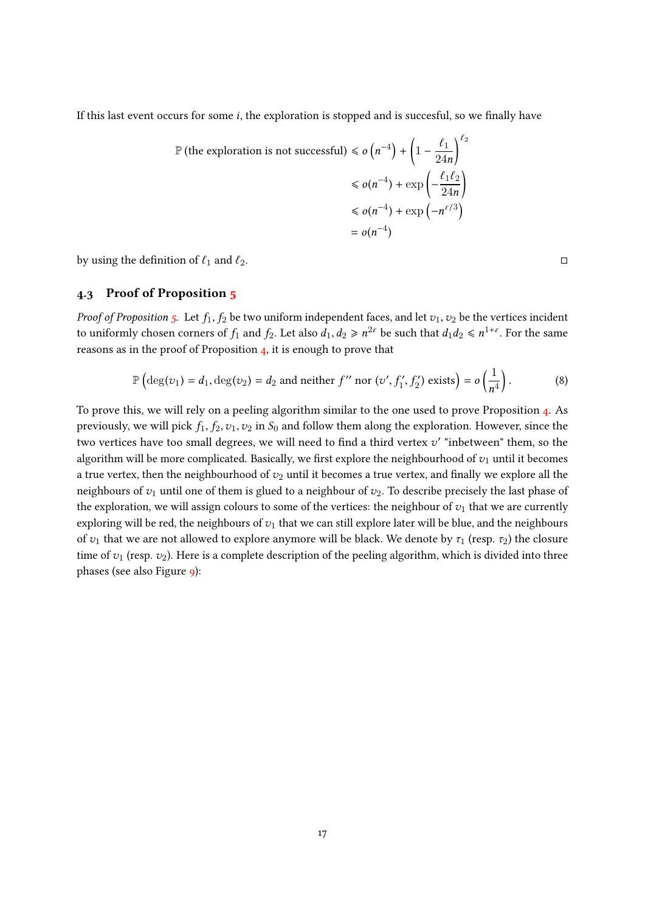If this last event occurs for some $i$, the exploration is stopped and is succesful, so we finally have

$$\begin{aligned}
\mathbb{P}\left(\text{the exploration is not successful}\right) &\leqslant o\left(n^{-4}\right) + \left(1 - \frac{\ell_1}{24n}\right)^{\ell_2} \\
&\leqslant o(n^{-4}) + \exp\left(-\frac{\ell_1 \ell_2}{24n}\right) \\
&\leqslant o(n^{-4}) + \exp\left(-n^{\varepsilon/3}\right) \\
&= o(n^{-4})
\end{aligned}$$

by using the definition of $\ell_1$ and $\ell_2$. □

## 4.3 Proof of Proposition 5

*Proof of Proposition 5.* Let $f_1, f_2$ be two uniform independent faces, and let $v_1, v_2$ be the vertices incident to uniformly chosen corners of $f_1$ and $f_2$. Let also $d_1, d_2 \geqslant n^{2\varepsilon}$ be such that $d_1 d_2 \leqslant n^{1+\varepsilon}$. For the same reasons as in the proof of Proposition 4, it is enough to prove that

$$\mathbb{P}\left(\deg(v_1) = d_1, \deg(v_2) = d_2 \text{ and neither } f'' \text{ nor } (v', f_1', f_2') \text{ exists}\right) = o\left(\frac{1}{n^4}\right). \tag{8}$$

To prove this, we will rely on a peeling algorithm similar to the one used to prove Proposition 4. As previously, we will pick $f_1, f_2, v_1, v_2$ in $S_0$ and follow them along the exploration. However, since the two vertices have too small degrees, we will need to find a third vertex $v'$ "inbetween" them, so the algorithm will be more complicated. Basically, we first explore the neighbourhood of $v_1$ until it becomes a true vertex, then the neighbourhood of $v_2$ until it becomes a true vertex, and finally we explore all the neighbours of $v_1$ until one of them is glued to a neighbour of $v_2$. To describe precisely the last phase of the exploration, we will assign colours to some of the vertices: the neighbour of $v_1$ that we are currently exploring will be red, the neighbours of $v_1$ that we can still explore later will be blue, and the neighbours of $v_1$ that we are not allowed to explore anymore will be black. We denote by $\tau_1$ (resp. $\tau_2$) the closure time of $v_1$ (resp. $v_2$). Here is a complete description of the peeling algorithm, which is divided into three phases (see also Figure 9):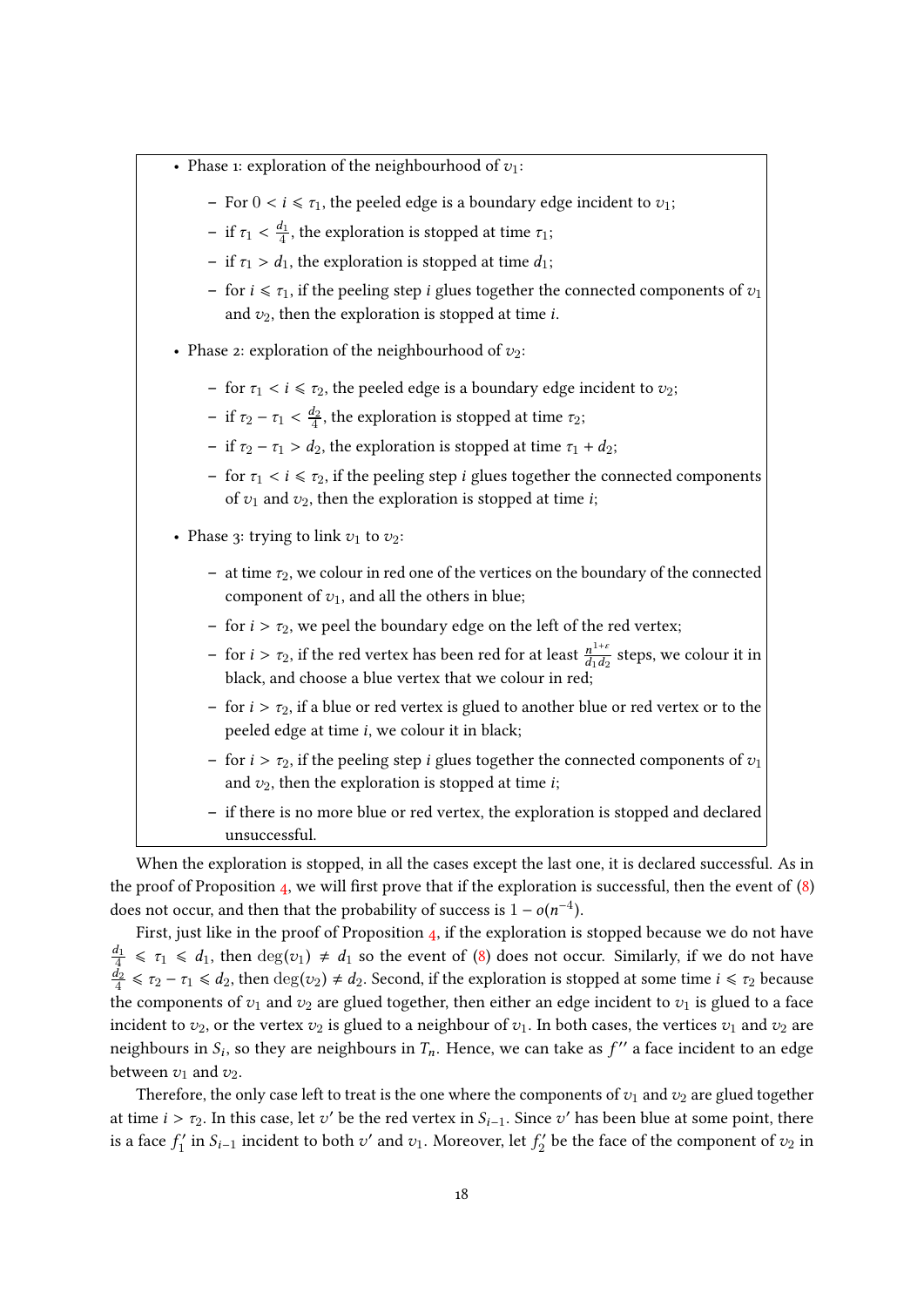- Phase 1: exploration of the neighbourhood of $v_1$:
  - For $0 < i \leqslant \tau_1$, the peeled edge is a boundary edge incident to $v_1$;
  - if $\tau_1 < \frac{d_1}{4}$, the exploration is stopped at time $\tau_1$;
  - if $\tau_1 > d_1$, the exploration is stopped at time $d_1$;
  - for $i \leqslant \tau_1$, if the peeling step $i$ glues together the connected components of $v_1$ and $v_2$, then the exploration is stopped at time $i$.
- Phase 2: exploration of the neighbourhood of $v_2$:
  - for $\tau_1 < i \leqslant \tau_2$, the peeled edge is a boundary edge incident to $v_2$;
  - if $\tau_2 - \tau_1 < \frac{d_2}{4}$, the exploration is stopped at time $\tau_2$;
  - if $\tau_2 - \tau_1 > d_2$, the exploration is stopped at time $\tau_1 + d_2$;
  - for $\tau_1 < i \leqslant \tau_2$, if the peeling step $i$ glues together the connected components of $v_1$ and $v_2$, then the exploration is stopped at time $i$;
- Phase 3: trying to link $v_1$ to $v_2$:
  - at time $\tau_2$, we colour in red one of the vertices on the boundary of the connected component of $v_1$, and all the others in blue;
  - for $i > \tau_2$, we peel the boundary edge on the left of the red vertex;
  - for $i > \tau_2$, if the red vertex has been red for at least $\frac{n^{1+\varepsilon}}{d_1 d_2}$ steps, we colour it in black, and choose a blue vertex that we colour in red;
  - for $i > \tau_2$, if a blue or red vertex is glued to another blue or red vertex or to the peeled edge at time $i$, we colour it in black;
  - for $i > \tau_2$, if the peeling step $i$ glues together the connected components of $v_1$ and $v_2$, then the exploration is stopped at time $i$;
  - if there is no more blue or red vertex, the exploration is stopped and declared unsuccessful.

When the exploration is stopped, in all the cases except the last one, it is declared successful. As in the proof of Proposition 4, we will first prove that if the exploration is successful, then the event of (8) does not occur, and then that the probability of success is $1 - o(n^{-4})$.

First, just like in the proof of Proposition 4, if the exploration is stopped because we do not have $\frac{d_1}{4} \leqslant \tau_1 \leqslant d_1$, then $\deg(v_1) \neq d_1$ so the event of (8) does not occur. Similarly, if we do not have $\frac{d_2}{4} \leqslant \tau_2 - \tau_1 \leqslant d_2$, then $\deg(v_2) \neq d_2$. Second, if the exploration is stopped at some time $i \leqslant \tau_2$ because the components of $v_1$ and $v_2$ are glued together, then either an edge incident to $v_1$ is glued to a face incident to $v_2$, or the vertex $v_2$ is glued to a neighbour of $v_1$. In both cases, the vertices $v_1$ and $v_2$ are neighbours in $S_i$, so they are neighbours in $T_n$. Hence, we can take as $f''$ a face incident to an edge between $v_1$ and $v_2$.

Therefore, the only case left to treat is the one where the components of $v_1$ and $v_2$ are glued together at time $i > \tau_2$. In this case, let $v'$ be the red vertex in $S_{i-1}$. Since $v'$ has been blue at some point, there is a face $f_1'$ in $S_{i-1}$ incident to both $v'$ and $v_1$. Moreover, let $f_2'$ be the face of the component of $v_2$ in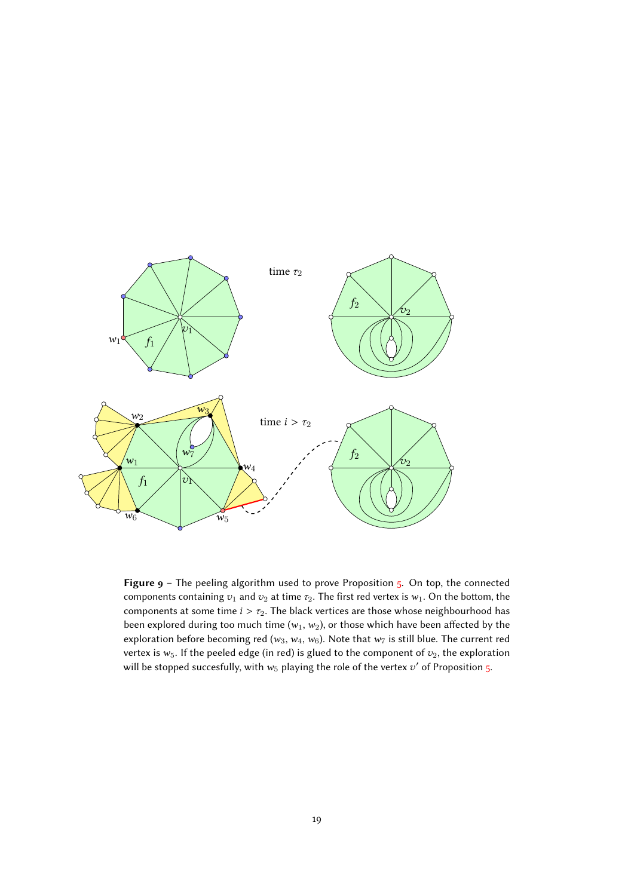**Figure 9** – The peeling algorithm used to prove Proposition 5. On top, the connected components containing $v_1$ and $v_2$ at time $\tau_2$. The first red vertex is $w_1$. On the bottom, the components at some time $i > \tau_2$. The black vertices are those whose neighbourhood has been explored during too much time ($w_1$, $w_2$), or those which have been affected by the exploration before becoming red ($w_3$, $w_4$, $w_6$). Note that $w_7$ is still blue. The current red vertex is $w_5$. If the peeled edge (in red) is glued to the component of $v_2$, the exploration will be stopped succesfully, with $w_5$ playing the role of the vertex $v'$ of Proposition 5.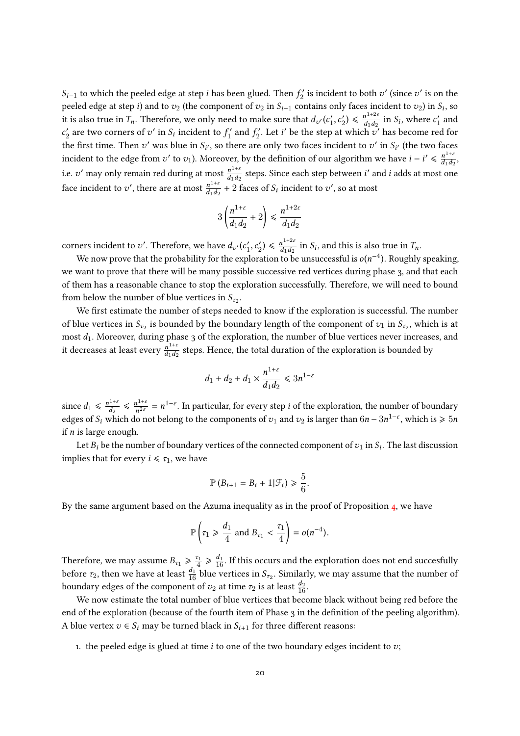$S_{i-1}$ to which the peeled edge at step $i$ has been glued. Then $f_2'$ is incident to both $v'$ (since $v'$ is on the peeled edge at step $i$) and to $v_2$ (the component of $v_2$ in $S_{i-1}$ contains only faces incident to $v_2$) in $S_i$, so it is also true in $T_n$. Therefore, we only need to make sure that $d_{v'}(c_1', c_2') \leqslant \frac{n^{1+2\varepsilon}}{d_1 d_2}$ in $S_i$, where $c_1'$ and $c_2'$ are two corners of $v'$ in $S_i$ incident to $f_1'$ and $f_2'$. Let $i'$ be the step at which $v'$ has become red for the first time. Then $v'$ was blue in $S_{i'}$, so there are only two faces incident to $v'$ in $S_{i'}$ (the two faces incident to the edge from $v'$ to $v_1$). Moreover, by the definition of our algorithm we have $i - i' \leqslant \frac{n^{1+\varepsilon}}{d_1 d_2}$, i.e. $v'$ may only remain red during at most $\frac{n^{1+\varepsilon}}{d_1 d_2}$ steps. Since each step between $i'$ and $i$ adds at most one face incident to $v'$, there are at most $\frac{n^{1+\varepsilon}}{d_1 d_2} + 2$ faces of $S_i$ incident to $v'$, so at most

$$3\left(\frac{n^{1+\varepsilon}}{d_1 d_2} + 2\right) \leqslant \frac{n^{1+2\varepsilon}}{d_1 d_2}$$

corners incident to $v'$. Therefore, we have $d_{v'}(c_1', c_2') \leqslant \frac{n^{1+2\varepsilon}}{d_1 d_2}$ in $S_i$, and this is also true in $T_n$.

We now prove that the probability for the exploration to be unsuccessful is $o(n^{-4})$. Roughly speaking, we want to prove that there will be many possible successive red vertices during phase 3, and that each of them has a reasonable chance to stop the exploration successfully. Therefore, we will need to bound from below the number of blue vertices in $S_{\tau_2}$.

We first estimate the number of steps needed to know if the exploration is successful. The number of blue vertices in $S_{\tau_2}$ is bounded by the boundary length of the component of $v_1$ in $S_{\tau_2}$, which is at most $d_1$. Moreover, during phase 3 of the exploration, the number of blue vertices never increases, and it decreases at least every $\frac{n^{1+\varepsilon}}{d_1 d_2}$ steps. Hence, the total duration of the exploration is bounded by

$$d_1 + d_2 + d_1 \times \frac{n^{1+\varepsilon}}{d_1 d_2} \leqslant 3n^{1-\varepsilon}$$

since $d_1 \leqslant \frac{n^{1+\varepsilon}}{d_2} \leqslant \frac{n^{1+\varepsilon}}{n^{2\varepsilon}} = n^{1-\varepsilon}$. In particular, for every step $i$ of the exploration, the number of boundary edges of $S_i$ which do not belong to the components of $v_1$ and $v_2$ is larger than $6n - 3n^{1-\varepsilon}$, which is $\geqslant 5n$ if $n$ is large enough.

Let $B_i$ be the number of boundary vertices of the connected component of $v_1$ in $S_i$. The last discussion implies that for every $i \leqslant \tau_1$, we have

$$\mathbb{P}\left(B_{i+1} = B_i + 1 | \mathcal{F}_i\right) \geqslant \frac{5}{6}.$$

By the same argument based on the Azuma inequality as in the proof of Proposition 4, we have

$$\mathbb{P}\left(\tau_1 \geqslant \frac{d_1}{4} \text{ and } B_{\tau_1} < \frac{\tau_1}{4}\right) = o(n^{-4}).$$

Therefore, we may assume $B_{\tau_1} \geqslant \frac{\tau_1}{4} \geqslant \frac{d_1}{16}$. If this occurs and the exploration does not end succesfully before $\tau_2$, then we have at least $\frac{d_1}{16}$ blue vertices in $S_{\tau_2}$. Similarly, we may assume that the number of boundary edges of the component of $v_2$ at time $\tau_2$ is at least $\frac{d_2}{16}$.

We now estimate the total number of blue vertices that become black without being red before the end of the exploration (because of the fourth item of Phase 3 in the definition of the peeling algorithm). A blue vertex $v \in S_i$ may be turned black in $S_{i+1}$ for three different reasons:

1. the peeled edge is glued at time $i$ to one of the two boundary edges incident to $v$;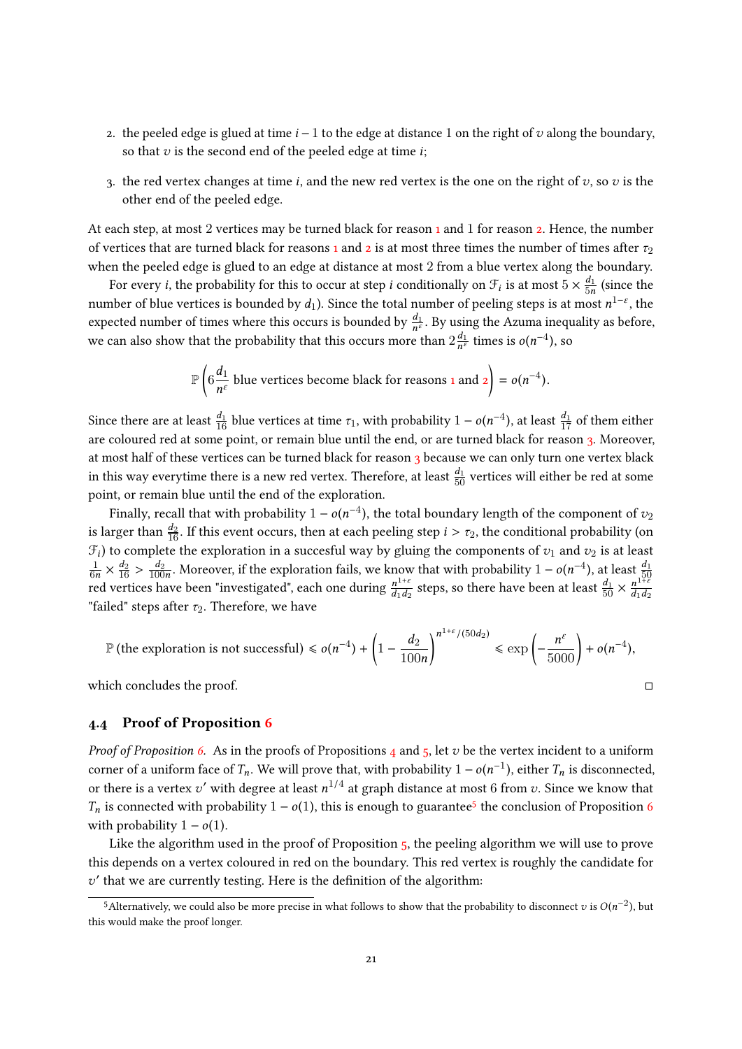2. the peeled edge is glued at time $i-1$ to the edge at distance 1 on the right of $v$ along the boundary, so that $v$ is the second end of the peeled edge at time $i$;

3. the red vertex changes at time $i$, and the new red vertex is the one on the right of $v$, so $v$ is the other end of the peeled edge.

At each step, at most 2 vertices may be turned black for reason 1 and 1 for reason 2. Hence, the number of vertices that are turned black for reasons 1 and 2 is at most three times the number of times after $\tau_2$ when the peeled edge is glued to an edge at distance at most 2 from a blue vertex along the boundary.

For every $i$, the probability for this to occur at step $i$ conditionally on $\mathcal{F}_i$ is at most $5 \times \frac{d_1}{5n}$ (since the number of blue vertices is bounded by $d_1$). Since the total number of peeling steps is at most $n^{1-\varepsilon}$, the expected number of times where this occurs is bounded by $\frac{d_1}{n^\varepsilon}$. By using the Azuma inequality as before, we can also show that the probability that this occurs more than $2\frac{d_1}{n^\varepsilon}$ times is $o(n^{-4})$, so

$$\mathbb{P}\left(6\frac{d_1}{n^\varepsilon} \text{ blue vertices become black for reasons 1 and 2}\right) = o(n^{-4}).$$

Since there are at least $\frac{d_1}{16}$ blue vertices at time $\tau_1$, with probability $1-o(n^{-4})$, at least $\frac{d_1}{17}$ of them either are coloured red at some point, or remain blue until the end, or are turned black for reason 3. Moreover, at most half of these vertices can be turned black for reason 3 because we can only turn one vertex black in this way everytime there is a new red vertex. Therefore, at least $\frac{d_1}{50}$ vertices will either be red at some point, or remain blue until the end of the exploration.

Finally, recall that with probability $1-o(n^{-4})$, the total boundary length of the component of $v_2$ is larger than $\frac{d_2}{16}$. If this event occurs, then at each peeling step $i > \tau_2$, the conditional probability (on $\mathcal{F}_i$) to complete the exploration in a succesful way by gluing the components of $v_1$ and $v_2$ is at least $\frac{1}{6n} \times \frac{d_2}{16} > \frac{d_2}{100n}$. Moreover, if the exploration fails, we know that with probability $1-o(n^{-4})$, at least $\frac{d_1}{50}$ red vertices have been "investigated", each one during $\frac{n^{1+\varepsilon}}{d_1 d_2}$ steps, so there have been at least $\frac{d_1}{50} \times \frac{n^{1+\varepsilon}}{d_1 d_2}$ "failed" steps after $\tau_2$. Therefore, we have

$$\mathbb{P}\left(\text{the exploration is not successful}\right) \leqslant o(n^{-4}) + \left(1 - \frac{d_2}{100n}\right)^{n^{1+\varepsilon}/(50d_2)} \leqslant \exp\left(-\frac{n^\varepsilon}{5000}\right) + o(n^{-4}),$$

which concludes the proof. □

### 4.4 Proof of Proposition 6

*Proof of Proposition 6.* As in the proofs of Propositions 4 and 5, let $v$ be the vertex incident to a uniform corner of a uniform face of $T_n$. We will prove that, with probability $1-o(n^{-1})$, either $T_n$ is disconnected, or there is a vertex $v'$ with degree at least $n^{1/4}$ at graph distance at most 6 from $v$. Since we know that $T_n$ is connected with probability $1-o(1)$, this is enough to guarantee[5] the conclusion of Proposition 6 with probability $1-o(1)$.

Like the algorithm used in the proof of Proposition 5, the peeling algorithm we will use to prove this depends on a vertex coloured in red on the boundary. This red vertex is roughly the candidate for $v'$ that we are currently testing. Here is the definition of the algorithm:

[5] Alternatively, we could also be more precise in what follows to show that the probability to disconnect $v$ is $O(n^{-2})$, but this would make the proof longer.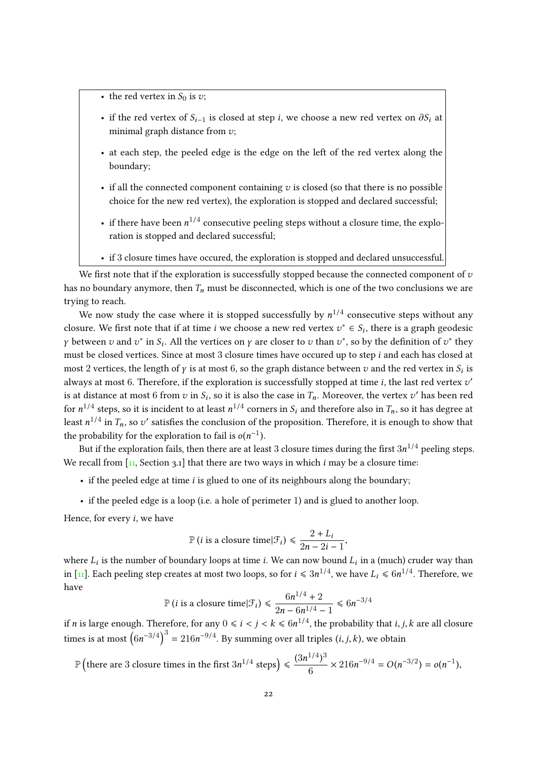- the red vertex in $S_0$ is $v$;
- if the red vertex of $S_{i-1}$ is closed at step $i$, we choose a new red vertex on $\partial S_i$ at minimal graph distance from $v$;
- at each step, the peeled edge is the edge on the left of the red vertex along the boundary;
- if all the connected component containing $v$ is closed (so that there is no possible choice for the new red vertex), the exploration is stopped and declared successful;
- if there have been $n^{1/4}$ consecutive peeling steps without a closure time, the exploration is stopped and declared successful;
- if 3 closure times have occured, the exploration is stopped and declared unsuccessful.

We first note that if the exploration is successfully stopped because the connected component of $v$ has no boundary anymore, then $T_n$ must be disconnected, which is one of the two conclusions we are trying to reach.

We now study the case where it is stopped successfully by $n^{1/4}$ consecutive steps without any closure. We first note that if at time $i$ we choose a new red vertex $v^* \in S_i$, there is a graph geodesic $\gamma$ between $v$ and $v^*$ in $S_i$. All the vertices on $\gamma$ are closer to $v$ than $v^*$, so by the definition of $v^*$ they must be closed vertices. Since at most 3 closure times have occured up to step $i$ and each has closed at most 2 vertices, the length of $\gamma$ is at most 6, so the graph distance between $v$ and the red vertex in $S_i$ is always at most 6. Therefore, if the exploration is successfully stopped at time $i$, the last red vertex $v'$ is at distance at most 6 from $v$ in $S_i$, so it is also the case in $T_n$. Moreover, the vertex $v'$ has been red for $n^{1/4}$ steps, so it is incident to at least $n^{1/4}$ corners in $S_i$ and therefore also in $T_n$, so it has degree at least $n^{1/4}$ in $T_n$, so $v'$ satisfies the conclusion of the proposition. Therefore, it is enough to show that the probability for the exploration to fail is $o(n^{-1})$.

But if the exploration fails, then there are at least 3 closure times during the first $3n^{1/4}$ peeling steps. We recall from [11, Section 3.1] that there are two ways in which $i$ may be a closure time:

- if the peeled edge at time $i$ is glued to one of its neighbours along the boundary;
- if the peeled edge is a loop (i.e. a hole of perimeter 1) and is glued to another loop.

Hence, for every $i$, we have

$$\mathbb{P}\left(i \text{ is a closure time} | \mathcal{F}_i\right) \leqslant \frac{2+L_i}{2n-2i-1},$$

where $L_i$ is the number of boundary loops at time $i$. We can now bound $L_i$ in a (much) cruder way than in [11]. Each peeling step creates at most two loops, so for $i \leqslant 3n^{1/4}$, we have $L_i \leqslant 6n^{1/4}$. Therefore, we have

$$\mathbb{P}\left(i \text{ is a closure time} | \mathcal{F}_i\right) \leqslant \frac{6n^{1/4}+2}{2n-6n^{1/4}-1} \leqslant 6n^{-3/4}$$

if $n$ is large enough. Therefore, for any $0 \leqslant i < j < k \leqslant 6n^{1/4}$, the probability that $i, j, k$ are all closure times is at most $\left(6n^{-3/4}\right)^3 = 216n^{-9/4}$. By summing over all triples $(i, j, k)$, we obtain

$$\mathbb{P}\left(\text{there are 3 closure times in the first } 3n^{1/4} \text{ steps}\right) \leqslant \frac{(3n^{1/4})^3}{6} \times 216n^{-9/4} = O(n^{-3/2}) = o(n^{-1}),$$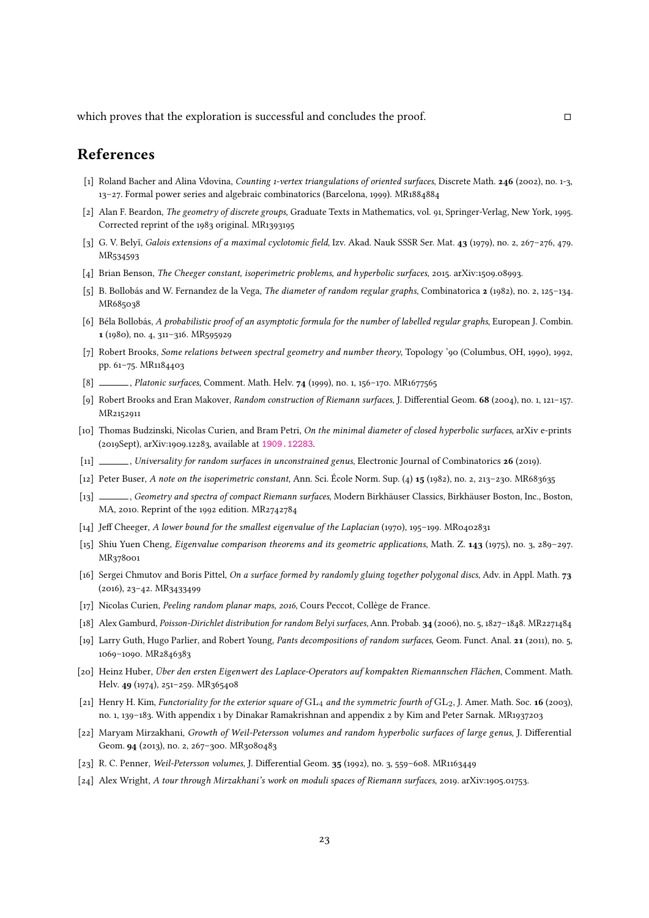which proves that the exploration is successful and concludes the proof. ◻

## References

[1] Roland Bacher and Alina Vdovina, *Counting 1-vertex triangulations of oriented surfaces*, Discrete Math. **246** (2002), no. 1-3, 13–27. Formal power series and algebraic combinatorics (Barcelona, 1999). MR1884884

[2] Alan F. Beardon, *The geometry of discrete groups*, Graduate Texts in Mathematics, vol. 91, Springer-Verlag, New York, 1995. Corrected reprint of the 1983 original. MR1393195

[3] G. V. Belyĭ, *Galois extensions of a maximal cyclotomic field*, Izv. Akad. Nauk SSSR Ser. Mat. **43** (1979), no. 2, 267–276, 479. MR534593

[4] Brian Benson, *The Cheeger constant, isoperimetric problems, and hyperbolic surfaces*, 2015. arXiv:1509.08993.

[5] B. Bollobás and W. Fernandez de la Vega, *The diameter of random regular graphs*, Combinatorica **2** (1982), no. 2, 125–134. MR685038

[6] Béla Bollobás, *A probabilistic proof of an asymptotic formula for the number of labelled regular graphs*, European J. Combin. **1** (1980), no. 4, 311–316. MR595929

[7] Robert Brooks, *Some relations between spectral geometry and number theory*, Topology '90 (Columbus, OH, 1990), 1992, pp. 61–75. MR1184403

[8] ———, *Platonic surfaces*, Comment. Math. Helv. **74** (1999), no. 1, 156–170. MR1677565

[9] Robert Brooks and Eran Makover, *Random construction of Riemann surfaces*, J. Differential Geom. **68** (2004), no. 1, 121–157. MR2152911

[10] Thomas Budzinski, Nicolas Curien, and Bram Petri, *On the minimal diameter of closed hyperbolic surfaces*, arXiv e-prints (2019Sept), arXiv:1909.12283, available at 1909.12283.

[11] ———, *Universality for random surfaces in unconstrained genus*, Electronic Journal of Combinatorics **26** (2019).

[12] Peter Buser, *A note on the isoperimetric constant*, Ann. Sci. École Norm. Sup. (4) **15** (1982), no. 2, 213–230. MR683635

[13] ———, *Geometry and spectra of compact Riemann surfaces*, Modern Birkhäuser Classics, Birkhäuser Boston, Inc., Boston, MA, 2010. Reprint of the 1992 edition. MR2742784

[14] Jeff Cheeger, *A lower bound for the smallest eigenvalue of the Laplacian* (1970), 195–199. MR0402831

[15] Shiu Yuen Cheng, *Eigenvalue comparison theorems and its geometric applications*, Math. Z. **143** (1975), no. 3, 289–297. MR378001

[16] Sergei Chmutov and Boris Pittel, *On a surface formed by randomly gluing together polygonal discs*, Adv. in Appl. Math. **73** (2016), 23–42. MR3433499

[17] Nicolas Curien, *Peeling random planar maps, 2016*, Cours Peccot, Collège de France.

[18] Alex Gamburd, *Poisson-Dirichlet distribution for random Belyi surfaces*, Ann. Probab. **34** (2006), no. 5, 1827–1848. MR2271484

[19] Larry Guth, Hugo Parlier, and Robert Young, *Pants decompositions of random surfaces*, Geom. Funct. Anal. **21** (2011), no. 5, 1069–1090. MR2846383

[20] Heinz Huber, *Über den ersten Eigenwert des Laplace-Operators auf kompakten Riemannschen Flächen*, Comment. Math. Helv. **49** (1974), 251–259. MR365408

[21] Henry H. Kim, *Functoriality for the exterior square of* $\mathrm{GL}_4$ *and the symmetric fourth of* $\mathrm{GL}_2$, J. Amer. Math. Soc. **16** (2003), no. 1, 139–183. With appendix 1 by Dinakar Ramakrishnan and appendix 2 by Kim and Peter Sarnak. MR1937203

[22] Maryam Mirzakhani, *Growth of Weil-Petersson volumes and random hyperbolic surfaces of large genus*, J. Differential Geom. **94** (2013), no. 2, 267–300. MR3080483

[23] R. C. Penner, *Weil-Petersson volumes*, J. Differential Geom. **35** (1992), no. 3, 559–608. MR1163449

[24] Alex Wright, *A tour through Mirzakhani's work on moduli spaces of Riemann surfaces*, 2019. arXiv:1905.01753.